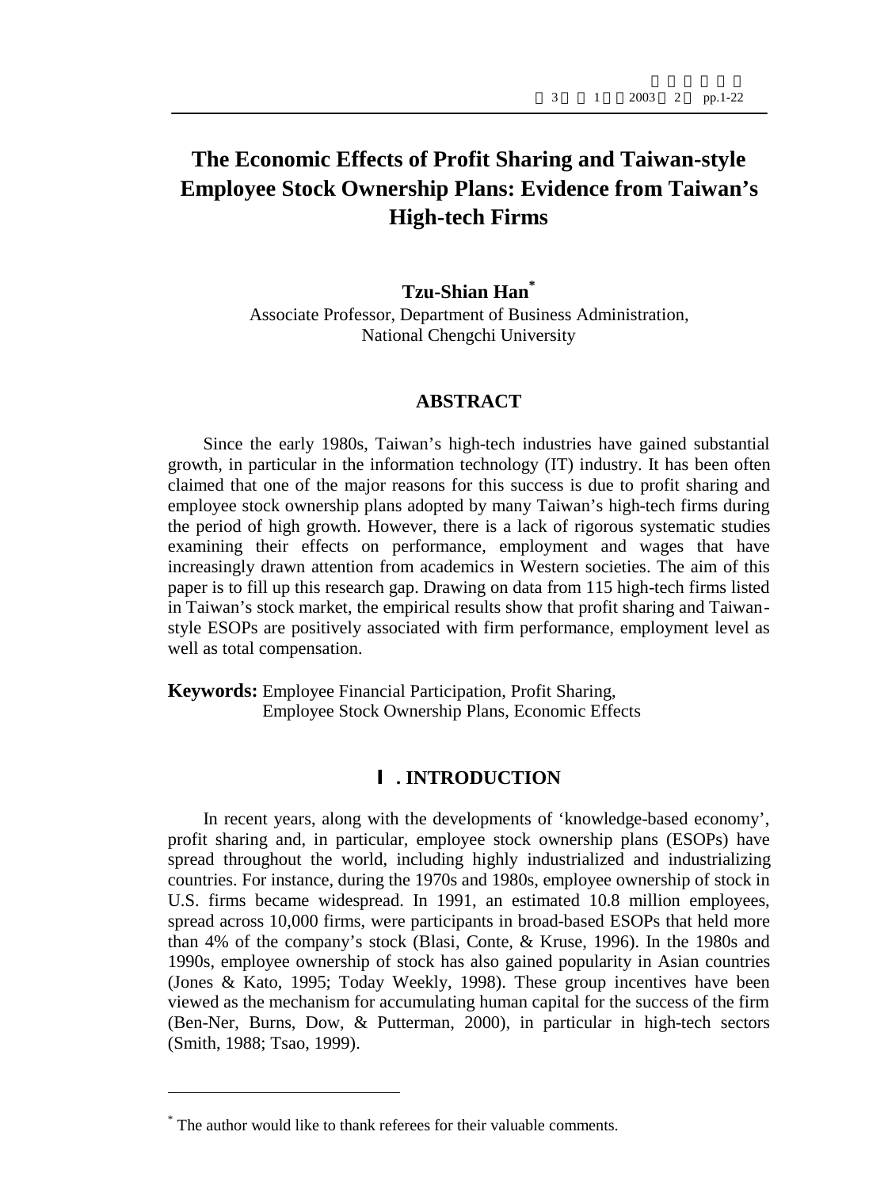# The Economic Effects of Profit Sharing and Taiwan-style Employee Stock Ownership Plans: Evidence from Taiwan's High-tech Firms

**Tzu-Shian Han***

Associate Professor, Department of Business Administration, National Chengchi University

## ABSTRACT

Since the early 1980s, Taiwan's high-tech industries have gained substantial growth, in particular in the information technology (IT) industry. It has been often claimed that one of the major reasons for this success is due to profit sharing and employee stock ownership plans adopted by many Taiwan's high-tech firms during the period of high growth. However, there is a lack of rigorous systematic studies examining their effects on performance, employment and wages that have increasingly drawn attention from academics in Western societies. The aim of this paper is to fill up this research gap. Drawing on data from 115 high-tech firms listed in Taiwan's stock market, the empirical results show that profit sharing and Taiwan-style ESOPs are positively associated with firm performance, employment level as well as total compensation.

**Keywords:** Employee Financial Participation, Profit Sharing, Employee Stock Ownership Plans, Economic Effects

## Ⅰ. INTRODUCTION

In recent years, along with the developments of 'knowledge-based economy', profit sharing and, in particular, employee stock ownership plans (ESOPs) have spread throughout the world, including highly industrialized and industrializing countries. For instance, during the 1970s and 1980s, employee ownership of stock in U.S. firms became widespread. In 1991, an estimated 10.8 million employees, spread across 10,000 firms, were participants in broad-based ESOPs that held more than 4% of the company's stock (Blasi, Conte, & Kruse, 1996). In the 1980s and 1990s, employee ownership of stock has also gained popularity in Asian countries (Jones & Kato, 1995; Today Weekly, 1998). These group incentives have been viewed as the mechanism for accumulating human capital for the success of the firm (Ben-Ner, Burns, Dow, & Putterman, 2000), in particular in high-tech sectors (Smith, 1988; Tsao, 1999).

* The author would like to thank referees for their valuable comments.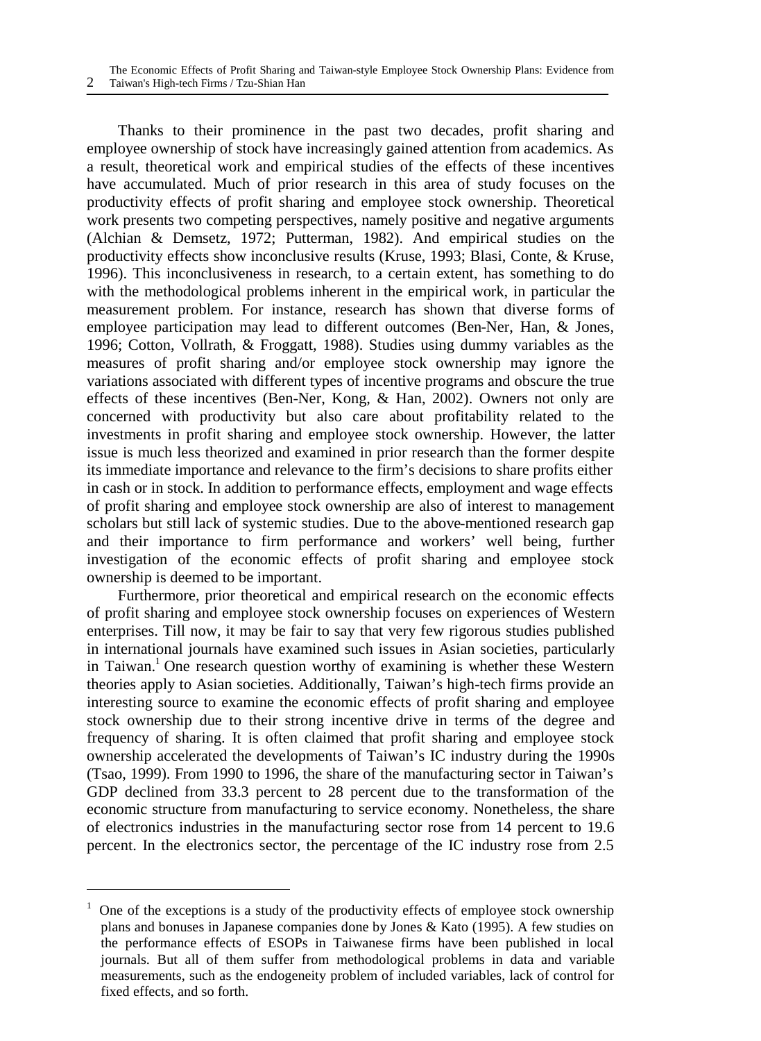Thanks to their prominence in the past two decades, profit sharing and employee ownership of stock have increasingly gained attention from academics. As a result, theoretical work and empirical studies of the effects of these incentives have accumulated. Much of prior research in this area of study focuses on the productivity effects of profit sharing and employee stock ownership. Theoretical work presents two competing perspectives, namely positive and negative arguments (Alchian & Demsetz, 1972; Putterman, 1982). And empirical studies on the productivity effects show inconclusive results (Kruse, 1993; Blasi, Conte, & Kruse, 1996). This inconclusiveness in research, to a certain extent, has something to do with the methodological problems inherent in the empirical work, in particular the measurement problem. For instance, research has shown that diverse forms of employee participation may lead to different outcomes (Ben-Ner, Han, & Jones, 1996; Cotton, Vollrath, & Froggatt, 1988). Studies using dummy variables as the measures of profit sharing and/or employee stock ownership may ignore the variations associated with different types of incentive programs and obscure the true effects of these incentives (Ben-Ner, Kong, & Han, 2002). Owners not only are concerned with productivity but also care about profitability related to the investments in profit sharing and employee stock ownership. However, the latter issue is much less theorized and examined in prior research than the former despite its immediate importance and relevance to the firm's decisions to share profits either in cash or in stock. In addition to performance effects, employment and wage effects of profit sharing and employee stock ownership are also of interest to management scholars but still lack of systemic studies. Due to the above-mentioned research gap and their importance to firm performance and workers' well being, further investigation of the economic effects of profit sharing and employee stock ownership is deemed to be important.

Furthermore, prior theoretical and empirical research on the economic effects of profit sharing and employee stock ownership focuses on experiences of Western enterprises. Till now, it may be fair to say that very few rigorous studies published in international journals have examined such issues in Asian societies, particularly in Taiwan.[1] One research question worthy of examining is whether these Western theories apply to Asian societies. Additionally, Taiwan's high-tech firms provide an interesting source to examine the economic effects of profit sharing and employee stock ownership due to their strong incentive drive in terms of the degree and frequency of sharing. It is often claimed that profit sharing and employee stock ownership accelerated the developments of Taiwan's IC industry during the 1990s (Tsao, 1999). From 1990 to 1996, the share of the manufacturing sector in Taiwan's GDP declined from 33.3 percent to 28 percent due to the transformation of the economic structure from manufacturing to service economy. Nonetheless, the share of electronics industries in the manufacturing sector rose from 14 percent to 19.6 percent. In the electronics sector, the percentage of the IC industry rose from 2.5

[1] One of the exceptions is a study of the productivity effects of employee stock ownership plans and bonuses in Japanese companies done by Jones & Kato (1995). A few studies on the performance effects of ESOPs in Taiwanese firms have been published in local journals. But all of them suffer from methodological problems in data and variable measurements, such as the endogeneity problem of included variables, lack of control for fixed effects, and so forth.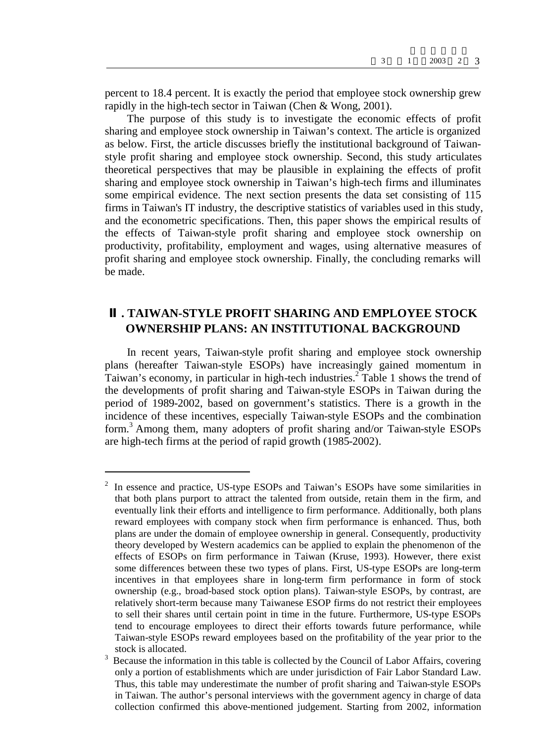percent to 18.4 percent. It is exactly the period that employee stock ownership grew rapidly in the high-tech sector in Taiwan (Chen & Wong, 2001).

The purpose of this study is to investigate the economic effects of profit sharing and employee stock ownership in Taiwan's context. The article is organized as below. First, the article discusses briefly the institutional background of Taiwan-style profit sharing and employee stock ownership. Second, this study articulates theoretical perspectives that may be plausible in explaining the effects of profit sharing and employee stock ownership in Taiwan's high-tech firms and illuminates some empirical evidence. The next section presents the data set consisting of 115 firms in Taiwan's IT industry, the descriptive statistics of variables used in this study, and the econometric specifications. Then, this paper shows the empirical results of the effects of Taiwan-style profit sharing and employee stock ownership on productivity, profitability, employment and wages, using alternative measures of profit sharing and employee stock ownership. Finally, the concluding remarks will be made.

## Ⅱ. TAIWAN-STYLE PROFIT SHARING AND EMPLOYEE STOCK OWNERSHIP PLANS: AN INSTITUTIONAL BACKGROUND

In recent years, Taiwan-style profit sharing and employee stock ownership plans (hereafter Taiwan-style ESOPs) have increasingly gained momentum in Taiwan's economy, in particular in high-tech industries.[2] Table 1 shows the trend of the developments of profit sharing and Taiwan-style ESOPs in Taiwan during the period of 1989-2002, based on government's statistics. There is a growth in the incidence of these incentives, especially Taiwan-style ESOPs and the combination form.[3] Among them, many adopters of profit sharing and/or Taiwan-style ESOPs are high-tech firms at the period of rapid growth (1985-2002).

---

[2] In essence and practice, US-type ESOPs and Taiwan's ESOPs have some similarities in that both plans purport to attract the talented from outside, retain them in the firm, and eventually link their efforts and intelligence to firm performance. Additionally, both plans reward employees with company stock when firm performance is enhanced. Thus, both plans are under the domain of employee ownership in general. Consequently, productivity theory developed by Western academics can be applied to explain the phenomenon of the effects of ESOPs on firm performance in Taiwan (Kruse, 1993). However, there exist some differences between these two types of plans. First, US-type ESOPs are long-term incentives in that employees share in long-term firm performance in form of stock ownership (e.g., broad-based stock option plans). Taiwan-style ESOPs, by contrast, are relatively short-term because many Taiwanese ESOP firms do not restrict their employees to sell their shares until certain point in time in the future. Furthermore, US-type ESOPs tend to encourage employees to direct their efforts towards future performance, while Taiwan-style ESOPs reward employees based on the profitability of the year prior to the stock is allocated.

[3] Because the information in this table is collected by the Council of Labor Affairs, covering only a portion of establishments which are under jurisdiction of Fair Labor Standard Law. Thus, this table may underestimate the number of profit sharing and Taiwan-style ESOPs in Taiwan. The author's personal interviews with the government agency in charge of data collection confirmed this above-mentioned judgement. Starting from 2002, information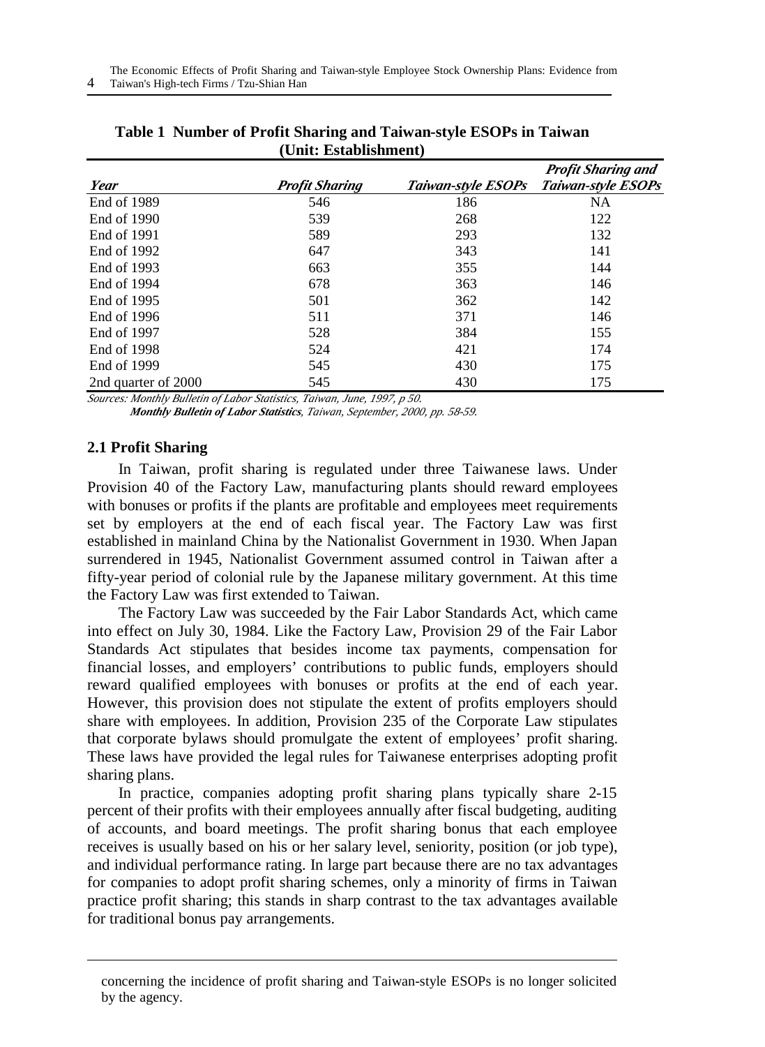**Table 1 Number of Profit Sharing and Taiwan-style ESOPs in Taiwan (Unit: Establishment)**

| *Year* | *Profit Sharing* | *Taiwan-style ESOPs* | *Profit Sharing and Taiwan-style ESOPs* |
|---|---|---|---|
| End of 1989 | 546 | 186 | NA |
| End of 1990 | 539 | 268 | 122 |
| End of 1991 | 589 | 293 | 132 |
| End of 1992 | 647 | 343 | 141 |
| End of 1993 | 663 | 355 | 144 |
| End of 1994 | 678 | 363 | 146 |
| End of 1995 | 501 | 362 | 142 |
| End of 1996 | 511 | 371 | 146 |
| End of 1997 | 528 | 384 | 155 |
| End of 1998 | 524 | 421 | 174 |
| End of 1999 | 545 | 430 | 175 |
| 2nd quarter of 2000 | 545 | 430 | 175 |

*Sources: Monthly Bulletin of Labor Statistics, Taiwan, June, 1997, p 50.*
***Monthly Bulletin of Labor Statistics**, Taiwan, September, 2000, pp. 58-59.*

## 2.1 Profit Sharing

In Taiwan, profit sharing is regulated under three Taiwanese laws. Under Provision 40 of the Factory Law, manufacturing plants should reward employees with bonuses or profits if the plants are profitable and employees meet requirements set by employers at the end of each fiscal year. The Factory Law was first established in mainland China by the Nationalist Government in 1930. When Japan surrendered in 1945, Nationalist Government assumed control in Taiwan after a fifty-year period of colonial rule by the Japanese military government. At this time the Factory Law was first extended to Taiwan.

The Factory Law was succeeded by the Fair Labor Standards Act, which came into effect on July 30, 1984. Like the Factory Law, Provision 29 of the Fair Labor Standards Act stipulates that besides income tax payments, compensation for financial losses, and employers' contributions to public funds, employers should reward qualified employees with bonuses or profits at the end of each year. However, this provision does not stipulate the extent of profits employers should share with employees. In addition, Provision 235 of the Corporate Law stipulates that corporate bylaws should promulgate the extent of employees' profit sharing. These laws have provided the legal rules for Taiwanese enterprises adopting profit sharing plans.

In practice, companies adopting profit sharing plans typically share 2-15 percent of their profits with their employees annually after fiscal budgeting, auditing of accounts, and board meetings. The profit sharing bonus that each employee receives is usually based on his or her salary level, seniority, position (or job type), and individual performance rating. In large part because there are no tax advantages for companies to adopt profit sharing schemes, only a minority of firms in Taiwan practice profit sharing; this stands in sharp contrast to the tax advantages available for traditional bonus pay arrangements.

---

concerning the incidence of profit sharing and Taiwan-style ESOPs is no longer solicited by the agency.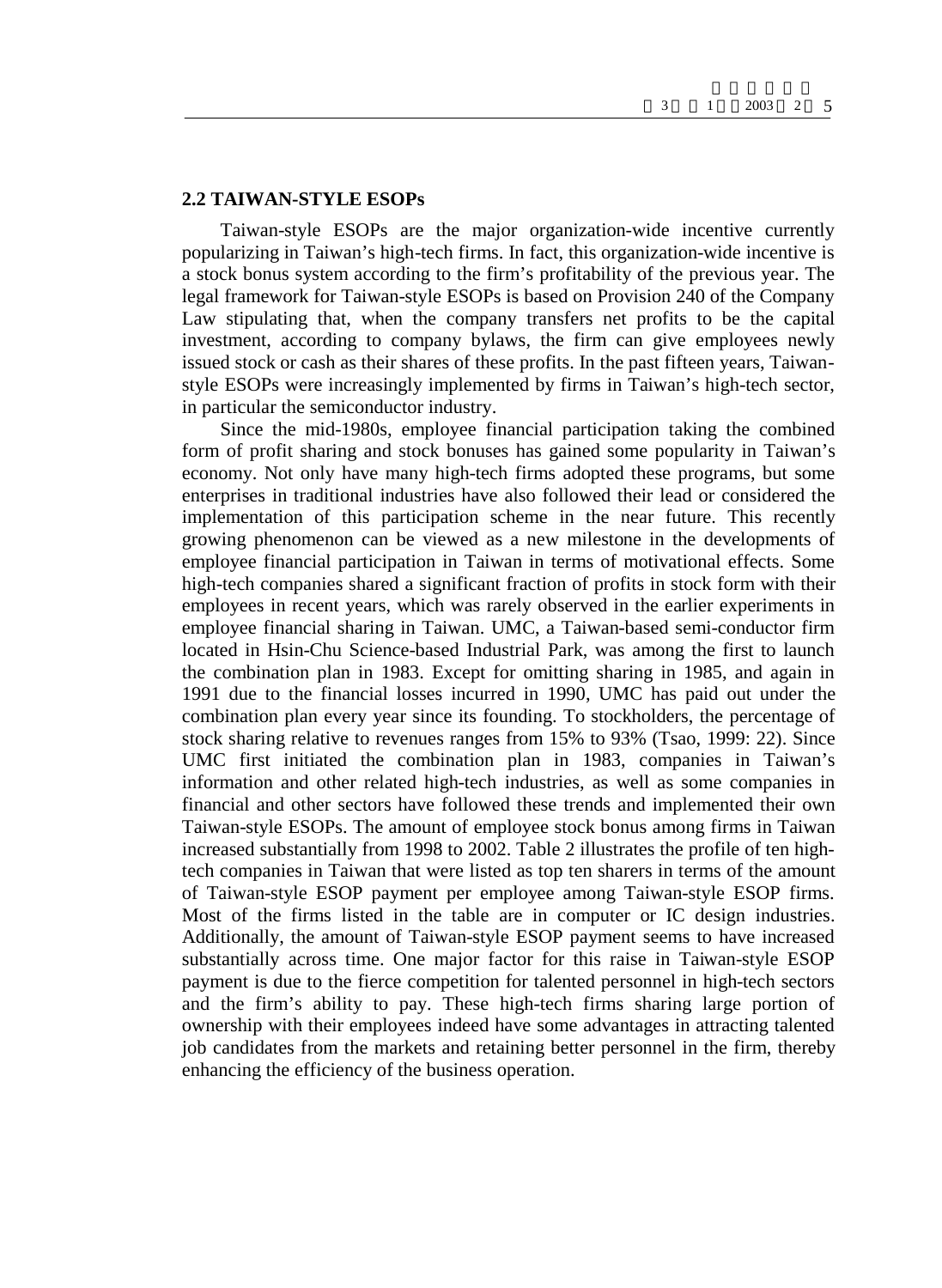## 2.2 TAIWAN-STYLE ESOPs

Taiwan-style ESOPs are the major organization-wide incentive currently popularizing in Taiwan's high-tech firms. In fact, this organization-wide incentive is a stock bonus system according to the firm's profitability of the previous year. The legal framework for Taiwan-style ESOPs is based on Provision 240 of the Company Law stipulating that, when the company transfers net profits to be the capital investment, according to company bylaws, the firm can give employees newly issued stock or cash as their shares of these profits. In the past fifteen years, Taiwan-style ESOPs were increasingly implemented by firms in Taiwan's high-tech sector, in particular the semiconductor industry.

Since the mid-1980s, employee financial participation taking the combined form of profit sharing and stock bonuses has gained some popularity in Taiwan's economy. Not only have many high-tech firms adopted these programs, but some enterprises in traditional industries have also followed their lead or considered the implementation of this participation scheme in the near future. This recently growing phenomenon can be viewed as a new milestone in the developments of employee financial participation in Taiwan in terms of motivational effects. Some high-tech companies shared a significant fraction of profits in stock form with their employees in recent years, which was rarely observed in the earlier experiments in employee financial sharing in Taiwan. UMC, a Taiwan-based semi-conductor firm located in Hsin-Chu Science-based Industrial Park, was among the first to launch the combination plan in 1983. Except for omitting sharing in 1985, and again in 1991 due to the financial losses incurred in 1990, UMC has paid out under the combination plan every year since its founding. To stockholders, the percentage of stock sharing relative to revenues ranges from 15% to 93% (Tsao, 1999: 22). Since UMC first initiated the combination plan in 1983, companies in Taiwan's information and other related high-tech industries, as well as some companies in financial and other sectors have followed these trends and implemented their own Taiwan-style ESOPs. The amount of employee stock bonus among firms in Taiwan increased substantially from 1998 to 2002. Table 2 illustrates the profile of ten high-tech companies in Taiwan that were listed as top ten sharers in terms of the amount of Taiwan-style ESOP payment per employee among Taiwan-style ESOP firms. Most of the firms listed in the table are in computer or IC design industries. Additionally, the amount of Taiwan-style ESOP payment seems to have increased substantially across time. One major factor for this raise in Taiwan-style ESOP payment is due to the fierce competition for talented personnel in high-tech sectors and the firm's ability to pay. These high-tech firms sharing large portion of ownership with their employees indeed have some advantages in attracting talented job candidates from the markets and retaining better personnel in the firm, thereby enhancing the efficiency of the business operation.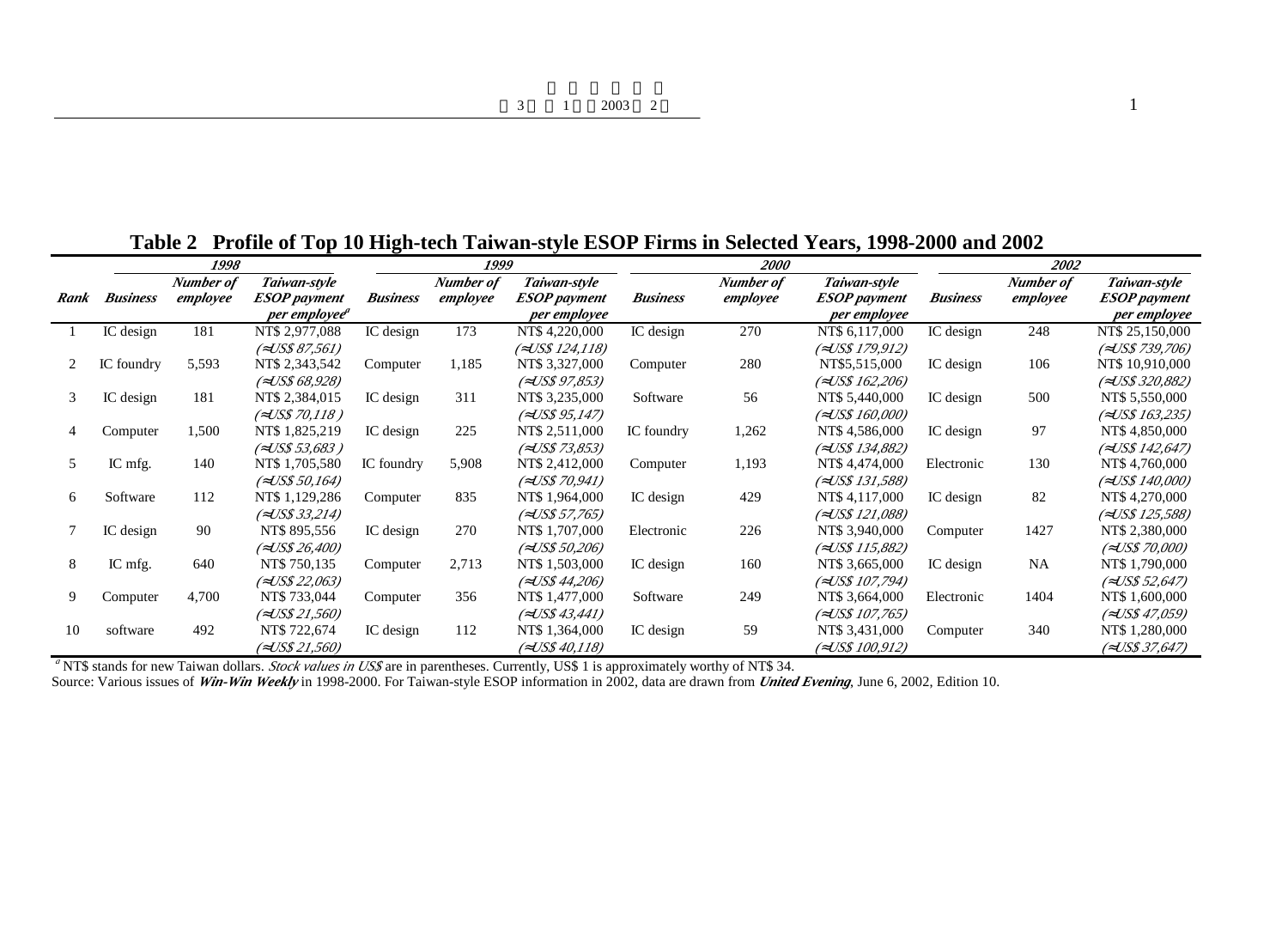**Table 2 Profile of Top 10 High-tech Taiwan-style ESOP Firms in Selected Years, 1998-2000 and 2002**

| | *1998* | | | *1999* | | | *2000* | | | *2002* | | |
|---|---|---|---|---|---|---|---|---|---|---|---|---|
| ***Rank*** | ***Business*** | ***Number of employee*** | ***Taiwan-style ESOP payment per employee***[a] | ***Business*** | ***Number of employee*** | ***Taiwan-style ESOP payment per employee*** | ***Business*** | ***Number of employee*** | ***Taiwan-style ESOP payment per employee*** | ***Business*** | ***Number of employee*** | ***Taiwan-style ESOP payment per employee*** |
| 1 | IC design | 181 | NT$ 2,977,088 *(≈US$ 87,561)* | IC design | 173 | NT$ 4,220,000 *(≈US$ 124,118)* | IC design | 270 | NT$ 6,117,000 *(≈US$ 179,912)* | IC design | 248 | NT$ 25,150,000 *(≈US$ 739,706)* |
| 2 | IC foundry | 5,593 | NT$ 2,343,542 *(≈US$ 68,928)* | Computer | 1,185 | NT$ 3,327,000 *(≈US$ 97,853)* | Computer | 280 | NT$5,515,000 *(≈US$ 162,206)* | IC design | 106 | NT$ 10,910,000 *(≈US$ 320,882)* |
| 3 | IC design | 181 | NT$ 2,384,015 *(≈US$ 70,118 )* | IC design | 311 | NT$ 3,235,000 *(≈US$ 95,147)* | Software | 56 | NT$ 5,440,000 *(≈US$ 160,000)* | IC design | 500 | NT$ 5,550,000 *(≈US$ 163,235)* |
| 4 | Computer | 1,500 | NT$ 1,825,219 *(≈US$ 53,683 )* | IC design | 225 | NT$ 2,511,000 *(≈US$ 73,853)* | IC foundry | 1,262 | NT$ 4,586,000 *(≈US$ 134,882)* | IC design | 97 | NT$ 4,850,000 *(≈US$ 142,647)* |
| 5 | IC mfg. | 140 | NT$ 1,705,580 *(≈US$ 50,164)* | IC foundry | 5,908 | NT$ 2,412,000 *(≈US$ 70,941)* | Computer | 1,193 | NT$ 4,474,000 *(≈US$ 131,588)* | Electronic | 130 | NT$ 4,760,000 *(≈US$ 140,000)* |
| 6 | Software | 112 | NT$ 1,129,286 *(≈US$ 33,214)* | Computer | 835 | NT$ 1,964,000 *(≈US$ 57,765)* | IC design | 429 | NT$ 4,117,000 *(≈US$ 121,088)* | IC design | 82 | NT$ 4,270,000 *(≈US$ 125,588)* |
| 7 | IC design | 90 | NT$ 895,556 *(≈US$ 26,400)* | IC design | 270 | NT$ 1,707,000 *(≈US$ 50,206)* | Electronic | 226 | NT$ 3,940,000 *(≈US$ 115,882)* | Computer | 1427 | NT$ 2,380,000 *(≈US$ 70,000)* |
| 8 | IC mfg. | 640 | NT$ 750,135 *(≈US$ 22,063)* | Computer | 2,713 | NT$ 1,503,000 *(≈US$ 44,206)* | IC design | 160 | NT$ 3,665,000 *(≈US$ 107,794)* | IC design | NA | NT$ 1,790,000 *(≈US$ 52,647)* |
| 9 | Computer | 4,700 | NT$ 733,044 *(≈US$ 21,560)* | Computer | 356 | NT$ 1,477,000 *(≈US$ 43,441)* | Software | 249 | NT$ 3,664,000 *(≈US$ 107,765)* | Electronic | 1404 | NT$ 1,600,000 *(≈US$ 47,059)* |
| 10 | software | 492 | NT$ 722,674 *(≈US$ 21,560)* | IC design | 112 | NT$ 1,364,000 *(≈US$ 40,118)* | IC design | 59 | NT$ 3,431,000 *(≈US$ 100,912)* | Computer | 340 | NT$ 1,280,000 *(≈US$ 37,647)* |

[a] NT$ stands for new Taiwan dollars. *Stock values in US$* are in parentheses. Currently, US$ 1 is approximately worthy of NT$ 34.

Source: Various issues of ***Win-Win Weekly*** in 1998-2000. For Taiwan-style ESOP information in 2002, data are drawn from ***United Evening***, June 6, 2002, Edition 10.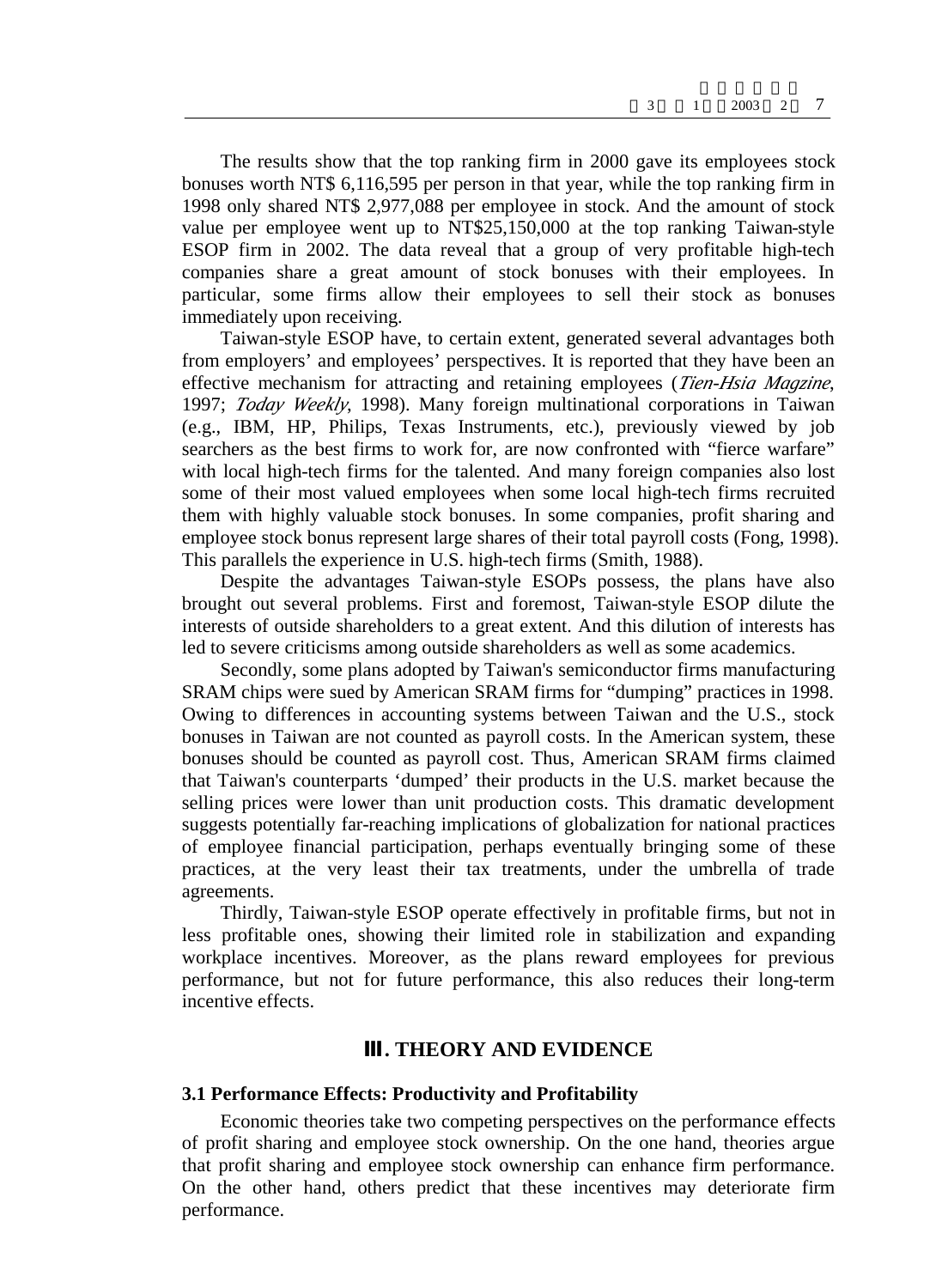The results show that the top ranking firm in 2000 gave its employees stock bonuses worth NT$ 6,116,595 per person in that year, while the top ranking firm in 1998 only shared NT$ 2,977,088 per employee in stock. And the amount of stock value per employee went up to NT$25,150,000 at the top ranking Taiwan-style ESOP firm in 2002. The data reveal that a group of very profitable high-tech companies share a great amount of stock bonuses with their employees. In particular, some firms allow their employees to sell their stock as bonuses immediately upon receiving.

Taiwan-style ESOP have, to certain extent, generated several advantages both from employers' and employees' perspectives. It is reported that they have been an effective mechanism for attracting and retaining employees (*Tien-Hsia Magzine*, 1997; *Today Weekly*, 1998). Many foreign multinational corporations in Taiwan (e.g., IBM, HP, Philips, Texas Instruments, etc.), previously viewed by job searchers as the best firms to work for, are now confronted with "fierce warfare" with local high-tech firms for the talented. And many foreign companies also lost some of their most valued employees when some local high-tech firms recruited them with highly valuable stock bonuses. In some companies, profit sharing and employee stock bonus represent large shares of their total payroll costs (Fong, 1998). This parallels the experience in U.S. high-tech firms (Smith, 1988).

Despite the advantages Taiwan-style ESOPs possess, the plans have also brought out several problems. First and foremost, Taiwan-style ESOP dilute the interests of outside shareholders to a great extent. And this dilution of interests has led to severe criticisms among outside shareholders as well as some academics.

Secondly, some plans adopted by Taiwan's semiconductor firms manufacturing SRAM chips were sued by American SRAM firms for "dumping" practices in 1998. Owing to differences in accounting systems between Taiwan and the U.S., stock bonuses in Taiwan are not counted as payroll costs. In the American system, these bonuses should be counted as payroll cost. Thus, American SRAM firms claimed that Taiwan's counterparts 'dumped' their products in the U.S. market because the selling prices were lower than unit production costs. This dramatic development suggests potentially far-reaching implications of globalization for national practices of employee financial participation, perhaps eventually bringing some of these practices, at the very least their tax treatments, under the umbrella of trade agreements.

Thirdly, Taiwan-style ESOP operate effectively in profitable firms, but not in less profitable ones, showing their limited role in stabilization and expanding workplace incentives. Moreover, as the plans reward employees for previous performance, but not for future performance, this also reduces their long-term incentive effects.

## Ⅲ. THEORY AND EVIDENCE

### 3.1 Performance Effects: Productivity and Profitability

Economic theories take two competing perspectives on the performance effects of profit sharing and employee stock ownership. On the one hand, theories argue that profit sharing and employee stock ownership can enhance firm performance. On the other hand, others predict that these incentives may deteriorate firm performance.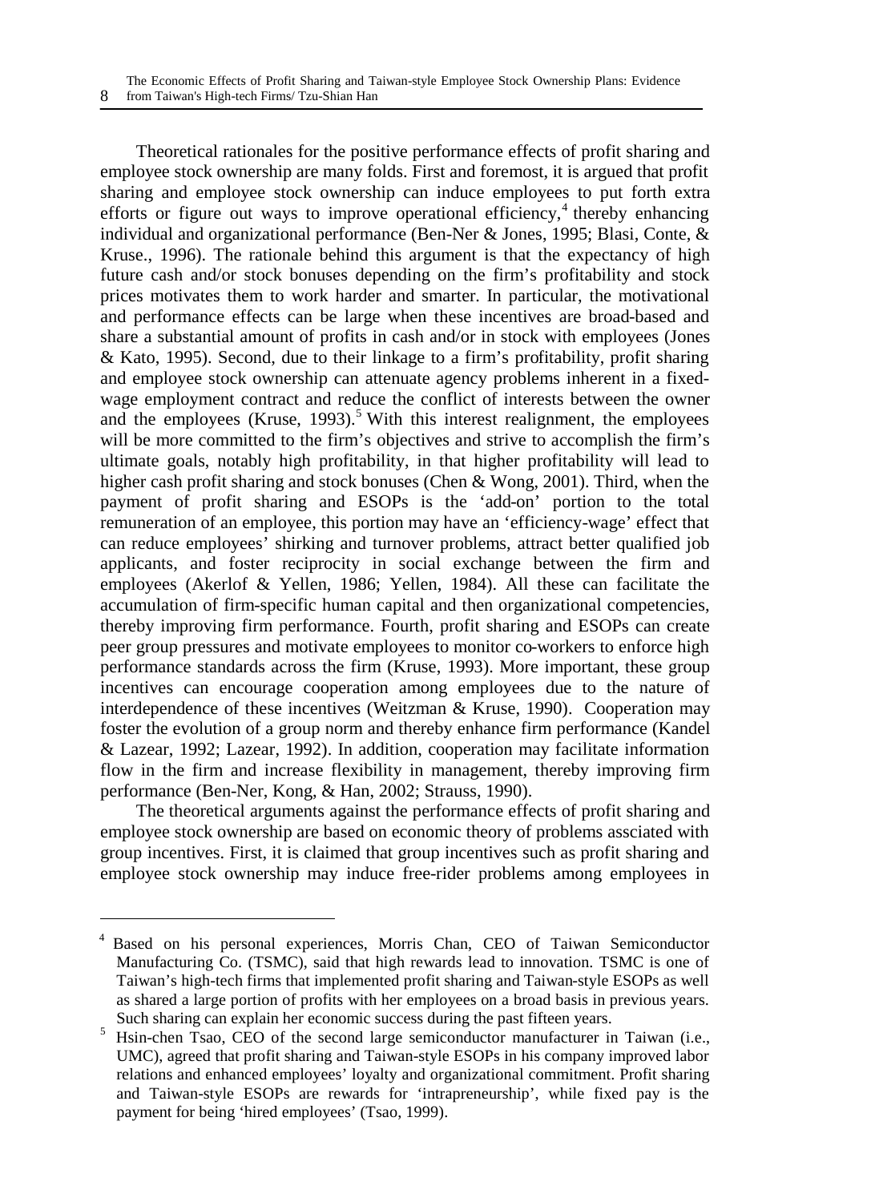Theoretical rationales for the positive performance effects of profit sharing and employee stock ownership are many folds. First and foremost, it is argued that profit sharing and employee stock ownership can induce employees to put forth extra efforts or figure out ways to improve operational efficiency,[4] thereby enhancing individual and organizational performance (Ben-Ner & Jones, 1995; Blasi, Conte, & Kruse., 1996). The rationale behind this argument is that the expectancy of high future cash and/or stock bonuses depending on the firm's profitability and stock prices motivates them to work harder and smarter. In particular, the motivational and performance effects can be large when these incentives are broad-based and share a substantial amount of profits in cash and/or in stock with employees (Jones & Kato, 1995). Second, due to their linkage to a firm's profitability, profit sharing and employee stock ownership can attenuate agency problems inherent in a fixed-wage employment contract and reduce the conflict of interests between the owner and the employees (Kruse, 1993).[5] With this interest realignment, the employees will be more committed to the firm's objectives and strive to accomplish the firm's ultimate goals, notably high profitability, in that higher profitability will lead to higher cash profit sharing and stock bonuses (Chen & Wong, 2001). Third, when the payment of profit sharing and ESOPs is the 'add-on' portion to the total remuneration of an employee, this portion may have an 'efficiency-wage' effect that can reduce employees' shirking and turnover problems, attract better qualified job applicants, and foster reciprocity in social exchange between the firm and employees (Akerlof & Yellen, 1986; Yellen, 1984). All these can facilitate the accumulation of firm-specific human capital and then organizational competencies, thereby improving firm performance. Fourth, profit sharing and ESOPs can create peer group pressures and motivate employees to monitor co-workers to enforce high performance standards across the firm (Kruse, 1993). More important, these group incentives can encourage cooperation among employees due to the nature of interdependence of these incentives (Weitzman & Kruse, 1990). Cooperation may foster the evolution of a group norm and thereby enhance firm performance (Kandel & Lazear, 1992; Lazear, 1992). In addition, cooperation may facilitate information flow in the firm and increase flexibility in management, thereby improving firm performance (Ben-Ner, Kong, & Han, 2002; Strauss, 1990).

The theoretical arguments against the performance effects of profit sharing and employee stock ownership are based on economic theory of problems assciated with group incentives. First, it is claimed that group incentives such as profit sharing and employee stock ownership may induce free-rider problems among employees in

---

[4] Based on his personal experiences, Morris Chan, CEO of Taiwan Semiconductor Manufacturing Co. (TSMC), said that high rewards lead to innovation. TSMC is one of Taiwan's high-tech firms that implemented profit sharing and Taiwan-style ESOPs as well as shared a large portion of profits with her employees on a broad basis in previous years. Such sharing can explain her economic success during the past fifteen years.

[5] Hsin-chen Tsao, CEO of the second large semiconductor manufacturer in Taiwan (i.e., UMC), agreed that profit sharing and Taiwan-style ESOPs in his company improved labor relations and enhanced employees' loyalty and organizational commitment. Profit sharing and Taiwan-style ESOPs are rewards for 'intrapreneurship', while fixed pay is the payment for being 'hired employees' (Tsao, 1999).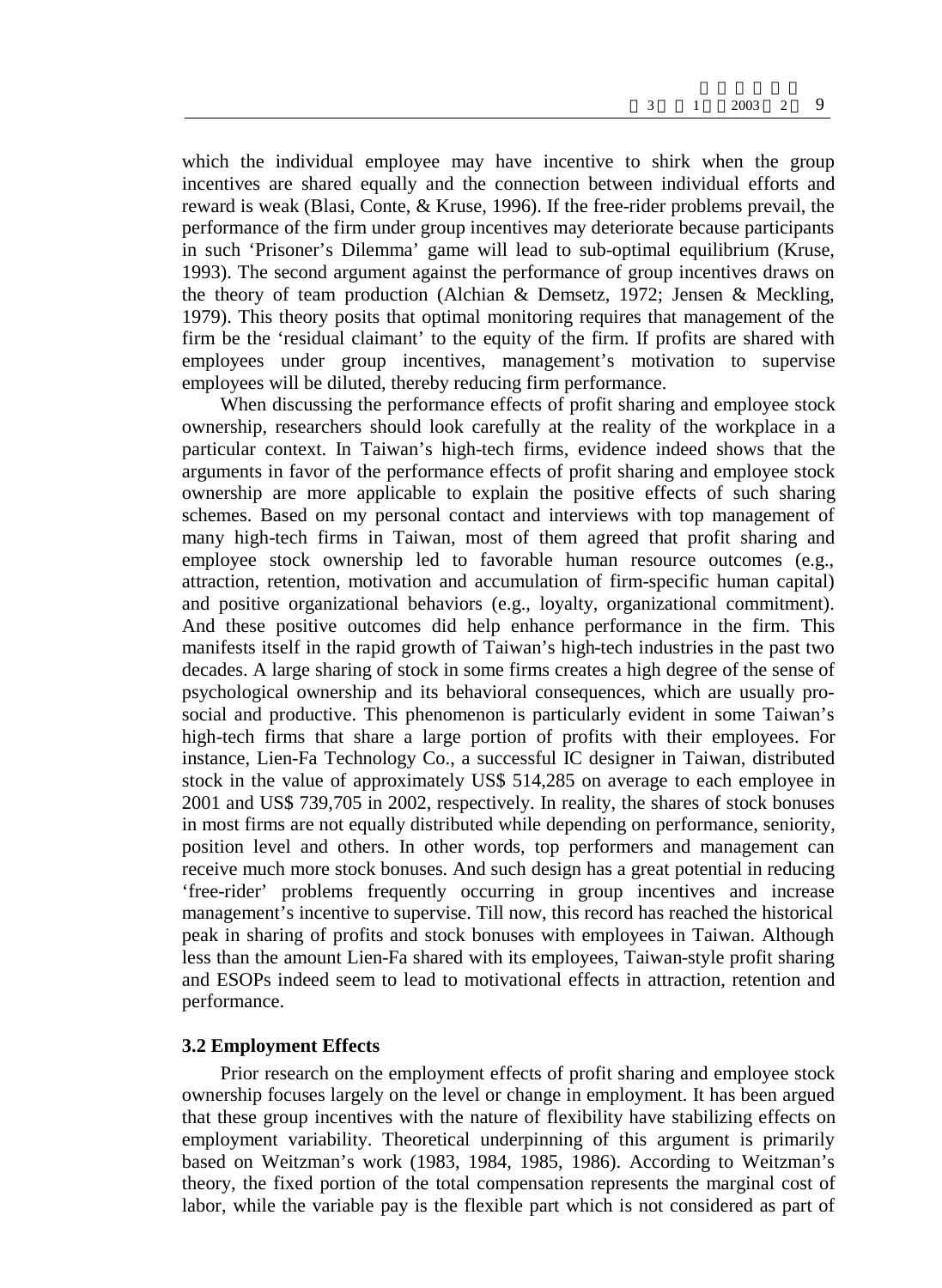which the individual employee may have incentive to shirk when the group incentives are shared equally and the connection between individual efforts and reward is weak (Blasi, Conte, & Kruse, 1996). If the free-rider problems prevail, the performance of the firm under group incentives may deteriorate because participants in such 'Prisoner's Dilemma' game will lead to sub-optimal equilibrium (Kruse, 1993). The second argument against the performance of group incentives draws on the theory of team production (Alchian & Demsetz, 1972; Jensen & Meckling, 1979). This theory posits that optimal monitoring requires that management of the firm be the 'residual claimant' to the equity of the firm. If profits are shared with employees under group incentives, management's motivation to supervise employees will be diluted, thereby reducing firm performance.

When discussing the performance effects of profit sharing and employee stock ownership, researchers should look carefully at the reality of the workplace in a particular context. In Taiwan's high-tech firms, evidence indeed shows that the arguments in favor of the performance effects of profit sharing and employee stock ownership are more applicable to explain the positive effects of such sharing schemes. Based on my personal contact and interviews with top management of many high-tech firms in Taiwan, most of them agreed that profit sharing and employee stock ownership led to favorable human resource outcomes (e.g., attraction, retention, motivation and accumulation of firm-specific human capital) and positive organizational behaviors (e.g., loyalty, organizational commitment). And these positive outcomes did help enhance performance in the firm. This manifests itself in the rapid growth of Taiwan's high-tech industries in the past two decades. A large sharing of stock in some firms creates a high degree of the sense of psychological ownership and its behavioral consequences, which are usually pro-social and productive. This phenomenon is particularly evident in some Taiwan's high-tech firms that share a large portion of profits with their employees. For instance, Lien-Fa Technology Co., a successful IC designer in Taiwan, distributed stock in the value of approximately US$ 514,285 on average to each employee in 2001 and US$ 739,705 in 2002, respectively. In reality, the shares of stock bonuses in most firms are not equally distributed while depending on performance, seniority, position level and others. In other words, top performers and management can receive much more stock bonuses. And such design has a great potential in reducing 'free-rider' problems frequently occurring in group incentives and increase management's incentive to supervise. Till now, this record has reached the historical peak in sharing of profits and stock bonuses with employees in Taiwan. Although less than the amount Lien-Fa shared with its employees, Taiwan-style profit sharing and ESOPs indeed seem to lead to motivational effects in attraction, retention and performance.

### 3.2 Employment Effects

Prior research on the employment effects of profit sharing and employee stock ownership focuses largely on the level or change in employment. It has been argued that these group incentives with the nature of flexibility have stabilizing effects on employment variability. Theoretical underpinning of this argument is primarily based on Weitzman's work (1983, 1984, 1985, 1986). According to Weitzman's theory, the fixed portion of the total compensation represents the marginal cost of labor, while the variable pay is the flexible part which is not considered as part of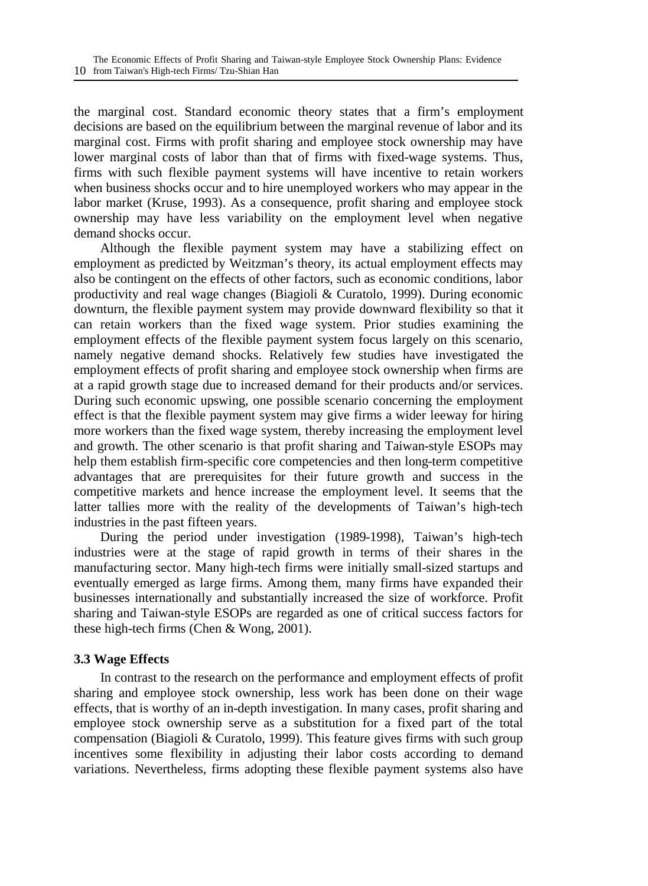the marginal cost. Standard economic theory states that a firm's employment decisions are based on the equilibrium between the marginal revenue of labor and its marginal cost. Firms with profit sharing and employee stock ownership may have lower marginal costs of labor than that of firms with fixed-wage systems. Thus, firms with such flexible payment systems will have incentive to retain workers when business shocks occur and to hire unemployed workers who may appear in the labor market (Kruse, 1993). As a consequence, profit sharing and employee stock ownership may have less variability on the employment level when negative demand shocks occur.

Although the flexible payment system may have a stabilizing effect on employment as predicted by Weitzman's theory, its actual employment effects may also be contingent on the effects of other factors, such as economic conditions, labor productivity and real wage changes (Biagioli & Curatolo, 1999). During economic downturn, the flexible payment system may provide downward flexibility so that it can retain workers than the fixed wage system. Prior studies examining the employment effects of the flexible payment system focus largely on this scenario, namely negative demand shocks. Relatively few studies have investigated the employment effects of profit sharing and employee stock ownership when firms are at a rapid growth stage due to increased demand for their products and/or services. During such economic upswing, one possible scenario concerning the employment effect is that the flexible payment system may give firms a wider leeway for hiring more workers than the fixed wage system, thereby increasing the employment level and growth. The other scenario is that profit sharing and Taiwan-style ESOPs may help them establish firm-specific core competencies and then long-term competitive advantages that are prerequisites for their future growth and success in the competitive markets and hence increase the employment level. It seems that the latter tallies more with the reality of the developments of Taiwan's high-tech industries in the past fifteen years.

During the period under investigation (1989-1998), Taiwan's high-tech industries were at the stage of rapid growth in terms of their shares in the manufacturing sector. Many high-tech firms were initially small-sized startups and eventually emerged as large firms. Among them, many firms have expanded their businesses internationally and substantially increased the size of workforce. Profit sharing and Taiwan-style ESOPs are regarded as one of critical success factors for these high-tech firms (Chen & Wong, 2001).

### 3.3 Wage Effects

In contrast to the research on the performance and employment effects of profit sharing and employee stock ownership, less work has been done on their wage effects, that is worthy of an in-depth investigation. In many cases, profit sharing and employee stock ownership serve as a substitution for a fixed part of the total compensation (Biagioli & Curatolo, 1999). This feature gives firms with such group incentives some flexibility in adjusting their labor costs according to demand variations. Nevertheless, firms adopting these flexible payment systems also have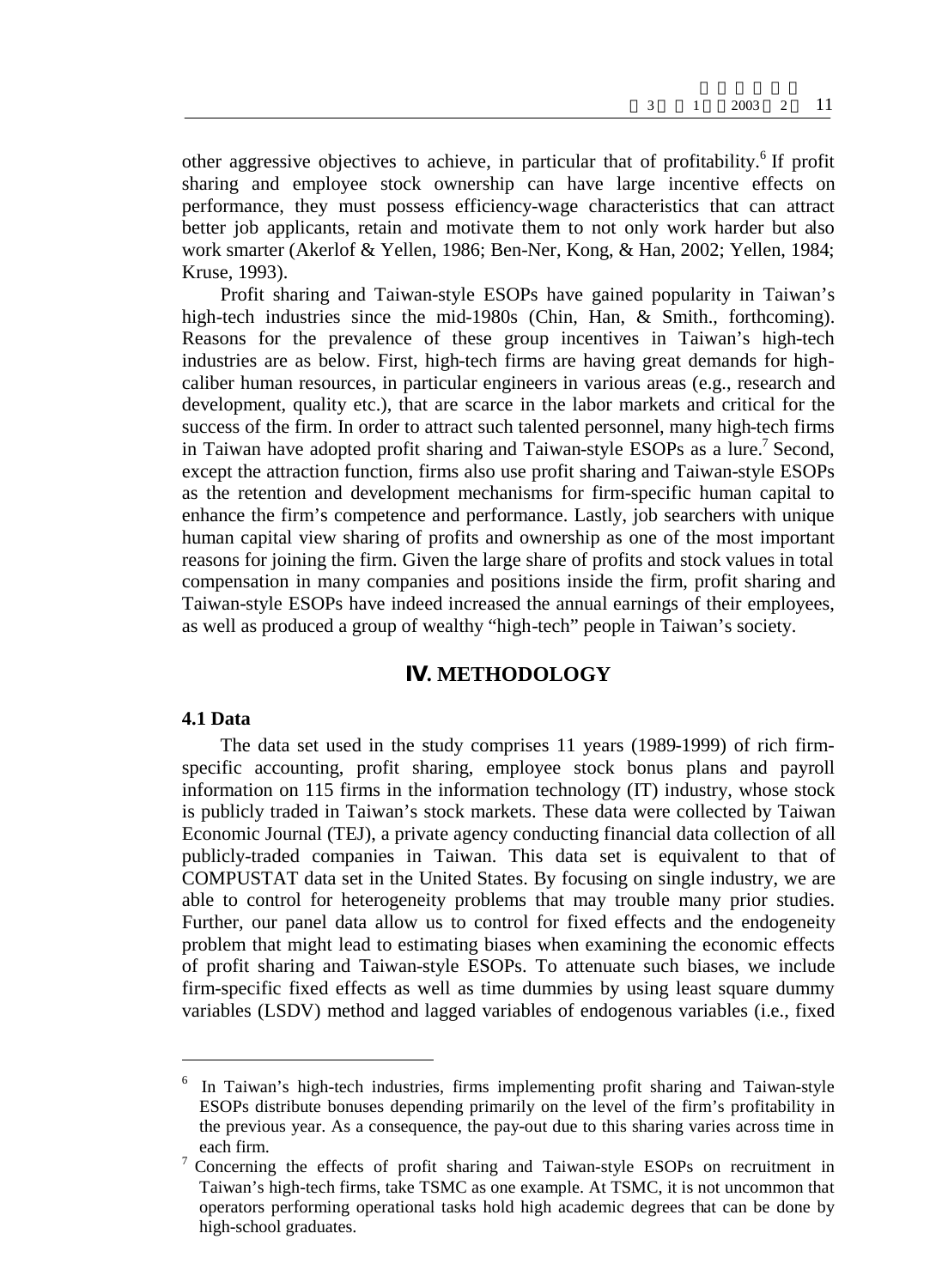other aggressive objectives to achieve, in particular that of profitability.[6] If profit sharing and employee stock ownership can have large incentive effects on performance, they must possess efficiency-wage characteristics that can attract better job applicants, retain and motivate them to not only work harder but also work smarter (Akerlof & Yellen, 1986; Ben-Ner, Kong, & Han, 2002; Yellen, 1984; Kruse, 1993).

Profit sharing and Taiwan-style ESOPs have gained popularity in Taiwan's high-tech industries since the mid-1980s (Chin, Han, & Smith., forthcoming). Reasons for the prevalence of these group incentives in Taiwan's high-tech industries are as below. First, high-tech firms are having great demands for high-caliber human resources, in particular engineers in various areas (e.g., research and development, quality etc.), that are scarce in the labor markets and critical for the success of the firm. In order to attract such talented personnel, many high-tech firms in Taiwan have adopted profit sharing and Taiwan-style ESOPs as a lure.[7] Second, except the attraction function, firms also use profit sharing and Taiwan-style ESOPs as the retention and development mechanisms for firm-specific human capital to enhance the firm's competence and performance. Lastly, job searchers with unique human capital view sharing of profits and ownership as one of the most important reasons for joining the firm. Given the large share of profits and stock values in total compensation in many companies and positions inside the firm, profit sharing and Taiwan-style ESOPs have indeed increased the annual earnings of their employees, as well as produced a group of wealthy "high-tech" people in Taiwan's society.

## Ⅳ. METHODOLOGY

### 4.1 Data

The data set used in the study comprises 11 years (1989-1999) of rich firm-specific accounting, profit sharing, employee stock bonus plans and payroll information on 115 firms in the information technology (IT) industry, whose stock is publicly traded in Taiwan's stock markets. These data were collected by Taiwan Economic Journal (TEJ), a private agency conducting financial data collection of all publicly-traded companies in Taiwan. This data set is equivalent to that of COMPUSTAT data set in the United States. By focusing on single industry, we are able to control for heterogeneity problems that may trouble many prior studies. Further, our panel data allow us to control for fixed effects and the endogeneity problem that might lead to estimating biases when examining the economic effects of profit sharing and Taiwan-style ESOPs. To attenuate such biases, we include firm-specific fixed effects as well as time dummies by using least square dummy variables (LSDV) method and lagged variables of endogenous variables (i.e., fixed

---

[6] In Taiwan's high-tech industries, firms implementing profit sharing and Taiwan-style ESOPs distribute bonuses depending primarily on the level of the firm's profitability in the previous year. As a consequence, the pay-out due to this sharing varies across time in each firm.

[7] Concerning the effects of profit sharing and Taiwan-style ESOPs on recruitment in Taiwan's high-tech firms, take TSMC as one example. At TSMC, it is not uncommon that operators performing operational tasks hold high academic degrees that can be done by high-school graduates.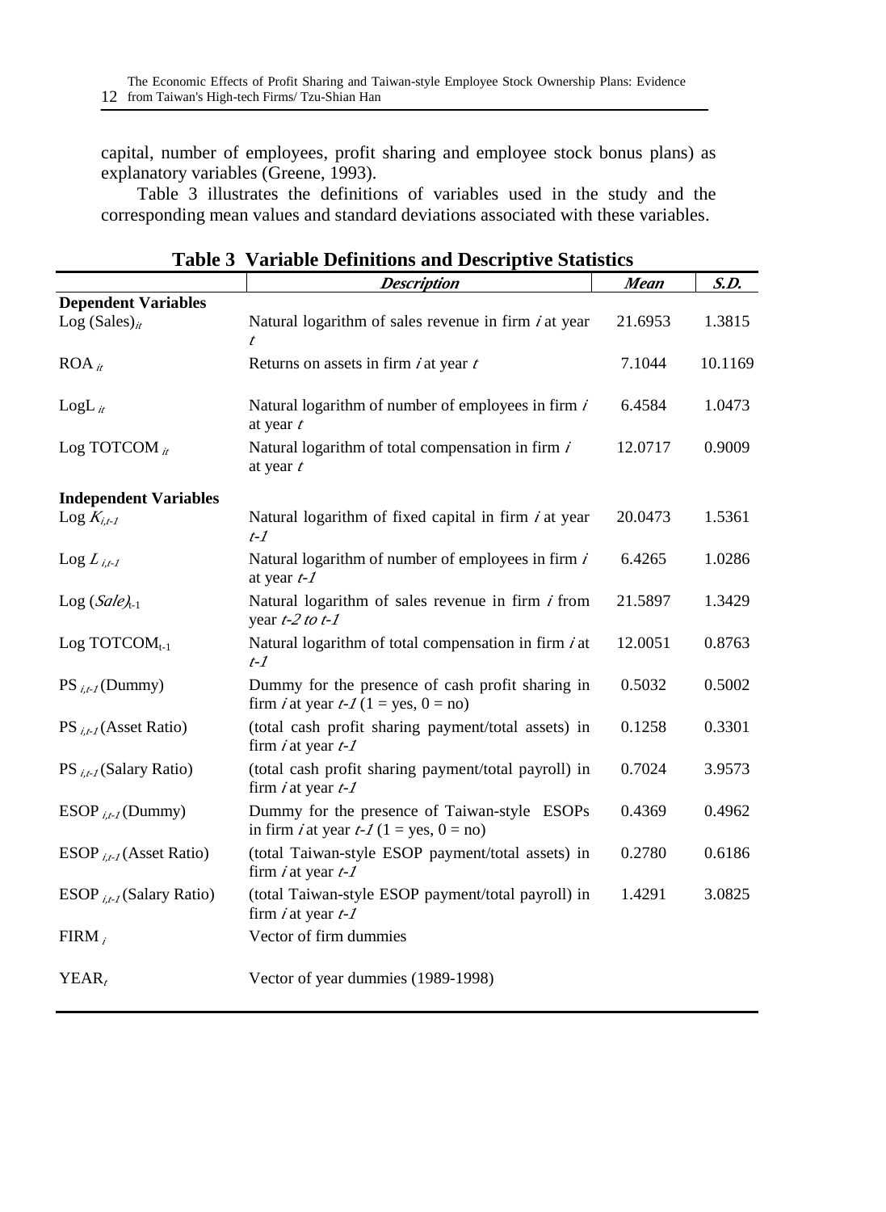capital, number of employees, profit sharing and employee stock bonus plans) as explanatory variables (Greene, 1993).

Table 3 illustrates the definitions of variables used in the study and the corresponding mean values and standard deviations associated with these variables.

**Table 3 Variable Definitions and Descriptive Statistics**

| | *Description* | *Mean* | *S.D.* |
|---|---|---|---|
| **Dependent Variables** | | | |
| Log (Sales)$_{it}$ | Natural logarithm of sales revenue in firm $i$ at year $t$ | 21.6953 | 1.3815 |
| ROA $_{it}$ | Returns on assets in firm $i$ at year $t$ | 7.1044 | 10.1169 |
| LogL $_{it}$ | Natural logarithm of number of employees in firm $i$ at year $t$ | 6.4584 | 1.0473 |
| Log TOTCOM $_{it}$ | Natural logarithm of total compensation in firm $i$ at year $t$ | 12.0717 | 0.9009 |
| **Independent Variables** | | | |
| Log $K_{i,t-1}$ | Natural logarithm of fixed capital in firm $i$ at year $t-1$ | 20.0473 | 1.5361 |
| Log $L_{i,t-1}$ | Natural logarithm of number of employees in firm $i$ at year $t-1$ | 6.4265 | 1.0286 |
| Log $(Sale)_{t-1}$ | Natural logarithm of sales revenue in firm $i$ from year $t-2$ to $t-1$ | 21.5897 | 1.3429 |
| Log TOTCOM$_{t-1}$ | Natural logarithm of total compensation in firm $i$ at $t-1$ | 12.0051 | 0.8763 |
| PS $_{i,t-1}$ (Dummy) | Dummy for the presence of cash profit sharing in firm $i$ at year $t-1$ (1 = yes, 0 = no) | 0.5032 | 0.5002 |
| PS $_{i,t-1}$ (Asset Ratio) | (total cash profit sharing payment/total assets) in firm $i$ at year $t-1$ | 0.1258 | 0.3301 |
| PS $_{i,t-1}$ (Salary Ratio) | (total cash profit sharing payment/total payroll) in firm $i$ at year $t-1$ | 0.7024 | 3.9573 |
| ESOP $_{i,t-1}$ (Dummy) | Dummy for the presence of Taiwan-style ESOPs in firm $i$ at year $t-1$ (1 = yes, 0 = no) | 0.4369 | 0.4962 |
| ESOP $_{i,t-1}$ (Asset Ratio) | (total Taiwan-style ESOP payment/total assets) in firm $i$ at year $t-1$ | 0.2780 | 0.6186 |
| ESOP $_{i,t-1}$ (Salary Ratio) | (total Taiwan-style ESOP payment/total payroll) in firm $i$ at year $t-1$ | 1.4291 | 3.0825 |
| FIRM $_{i}$ | Vector of firm dummies | | |
| YEAR$_{t}$ | Vector of year dummies (1989-1998) | | |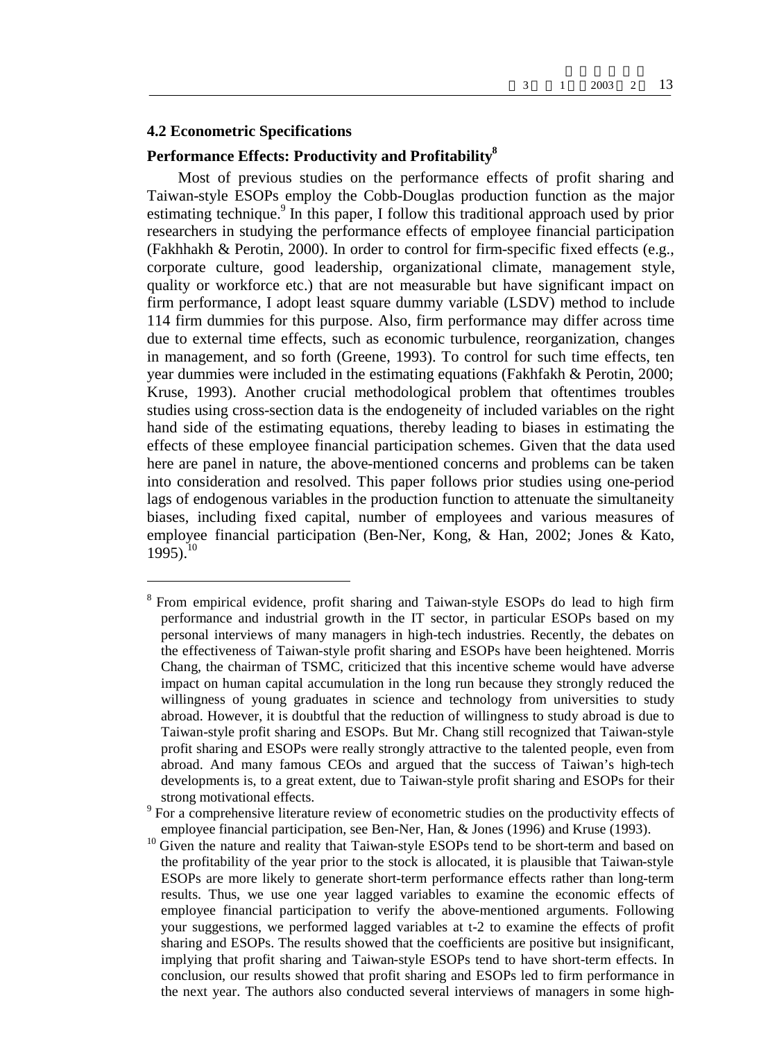### 4.2 Econometric Specifications

### Performance Effects: Productivity and Profitability[8]

Most of previous studies on the performance effects of profit sharing and Taiwan-style ESOPs employ the Cobb-Douglas production function as the major estimating technique.[9] In this paper, I follow this traditional approach used by prior researchers in studying the performance effects of employee financial participation (Fakhhakh & Perotin, 2000). In order to control for firm-specific fixed effects (e.g., corporate culture, good leadership, organizational climate, management style, quality or workforce etc.) that are not measurable but have significant impact on firm performance, I adopt least square dummy variable (LSDV) method to include 114 firm dummies for this purpose. Also, firm performance may differ across time due to external time effects, such as economic turbulence, reorganization, changes in management, and so forth (Greene, 1993). To control for such time effects, ten year dummies were included in the estimating equations (Fakhfakh & Perotin, 2000; Kruse, 1993). Another crucial methodological problem that oftentimes troubles studies using cross-section data is the endogeneity of included variables on the right hand side of the estimating equations, thereby leading to biases in estimating the effects of these employee financial participation schemes. Given that the data used here are panel in nature, the above-mentioned concerns and problems can be taken into consideration and resolved. This paper follows prior studies using one-period lags of endogenous variables in the production function to attenuate the simultaneity biases, including fixed capital, number of employees and various measures of employee financial participation (Ben-Ner, Kong, & Han, 2002; Jones & Kato, 1995).[10]

---

[8] From empirical evidence, profit sharing and Taiwan-style ESOPs do lead to high firm performance and industrial growth in the IT sector, in particular ESOPs based on my personal interviews of many managers in high-tech industries. Recently, the debates on the effectiveness of Taiwan-style profit sharing and ESOPs have been heightened. Morris Chang, the chairman of TSMC, criticized that this incentive scheme would have adverse impact on human capital accumulation in the long run because they strongly reduced the willingness of young graduates in science and technology from universities to study abroad. However, it is doubtful that the reduction of willingness to study abroad is due to Taiwan-style profit sharing and ESOPs. But Mr. Chang still recognized that Taiwan-style profit sharing and ESOPs were really strongly attractive to the talented people, even from abroad. And many famous CEOs and argued that the success of Taiwan's high-tech developments is, to a great extent, due to Taiwan-style profit sharing and ESOPs for their strong motivational effects.

[9] For a comprehensive literature review of econometric studies on the productivity effects of employee financial participation, see Ben-Ner, Han, & Jones (1996) and Kruse (1993).

[10] Given the nature and reality that Taiwan-style ESOPs tend to be short-term and based on the profitability of the year prior to the stock is allocated, it is plausible that Taiwan-style ESOPs are more likely to generate short-term performance effects rather than long-term results. Thus, we use one year lagged variables to examine the economic effects of employee financial participation to verify the above-mentioned arguments. Following your suggestions, we performed lagged variables at t-2 to examine the effects of profit sharing and ESOPs. The results showed that the coefficients are positive but insignificant, implying that profit sharing and Taiwan-style ESOPs tend to have short-term effects. In conclusion, our results showed that profit sharing and ESOPs led to firm performance in the next year. The authors also conducted several interviews of managers in some high-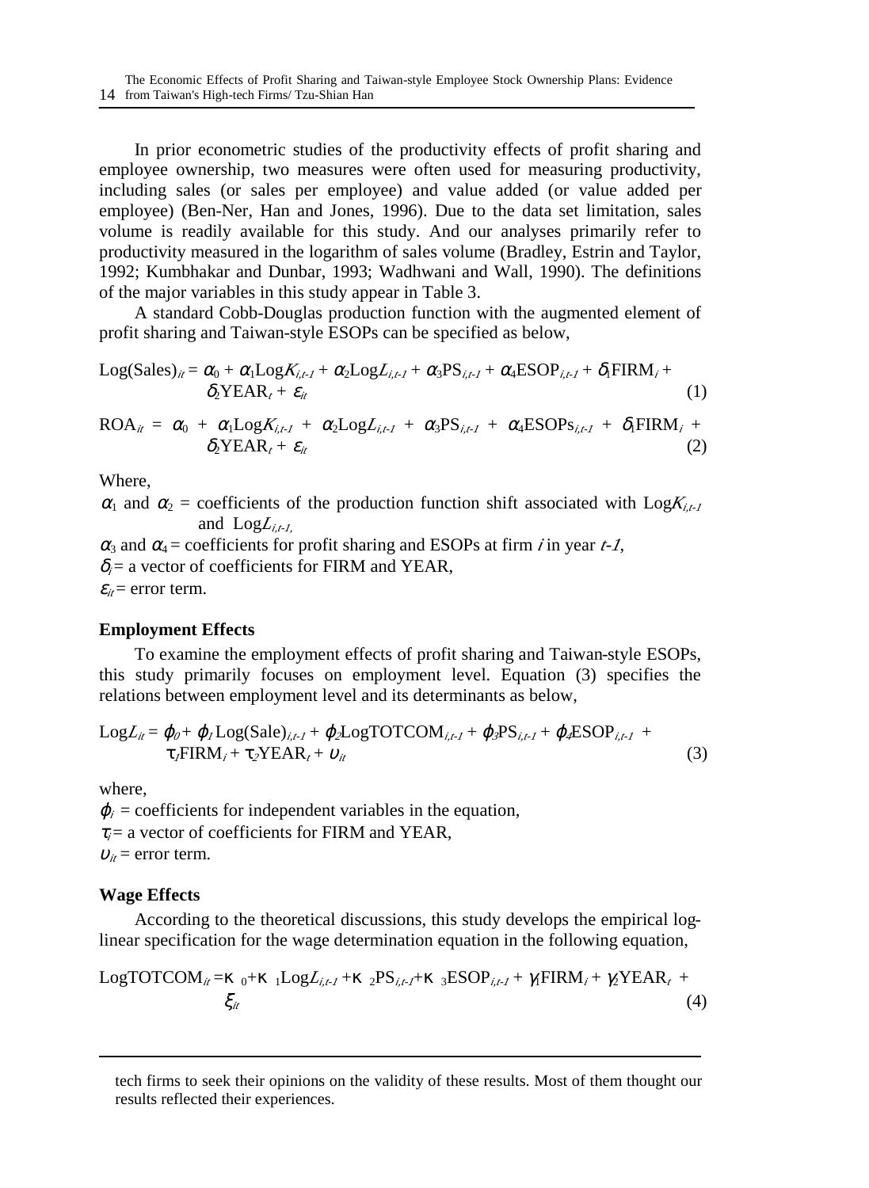In prior econometric studies of the productivity effects of profit sharing and employee ownership, two measures were often used for measuring productivity, including sales (or sales per employee) and value added (or value added per employee) (Ben-Ner, Han and Jones, 1996). Due to the data set limitation, sales volume is readily available for this study. And our analyses primarily refer to productivity measured in the logarithm of sales volume (Bradley, Estrin and Taylor, 1992; Kumbhakar and Dunbar, 1993; Wadhwani and Wall, 1990). The definitions of the major variables in this study appear in Table 3.

A standard Cobb-Douglas production function with the augmented element of profit sharing and Taiwan-style ESOPs can be specified as below,

$$\text{Log(Sales)}_{it} = \alpha_0 + \alpha_1 \text{Log}K_{i,t-1} + \alpha_2 \text{Log}L_{i,t-1} + \alpha_3 \text{PS}_{i,t-1} + \alpha_4 \text{ESOP}_{i,t-1} + \delta_1 \text{FIRM}_i + \delta_2 \text{YEAR}_t + \varepsilon_{it} \quad (1)$$

$$\text{ROA}_{it} = \alpha_0 + \alpha_1 \text{Log}K_{i,t-1} + \alpha_2 \text{Log}L_{i,t-1} + \alpha_3 \text{PS}_{i,t-1} + \alpha_4 \text{ESOPs}_{i,t-1} + \delta_1 \text{FIRM}_i + \delta_2 \text{YEAR}_t + \varepsilon_{it} \quad (2)$$

Where,

$\alpha_1$ and $\alpha_2$ = coefficients of the production function shift associated with $\text{Log}K_{i,t-1}$ and $\text{Log}L_{i,t-1,}$

$\alpha_3$ and $\alpha_4$ = coefficients for profit sharing and ESOPs at firm $i$ in year $t-1$,

$\delta_i$ = a vector of coefficients for FIRM and YEAR,

$\varepsilon_{it}$ = error term.

**Employment Effects**

To examine the employment effects of profit sharing and Taiwan-style ESOPs, this study primarily focuses on employment level. Equation (3) specifies the relations between employment level and its determinants as below,

$$\text{Log}L_{it} = \varphi_0 + \varphi_1 \text{Log(Sale)}_{i,t-1} + \varphi_2 \text{LogTOTCOM}_{i,t-1} + \varphi_3 \text{PS}_{i,t-1} + \varphi_4 \text{ESOP}_{i,t-1} + \tau_1 \text{FIRM}_i + \tau_2 \text{YEAR}_t + \upsilon_{it} \quad (3)$$

where,

$\varphi_i$ = coefficients for independent variables in the equation,

$\tau_i$ = a vector of coefficients for FIRM and YEAR,

$\upsilon_{it}$ = error term.

**Wage Effects**

According to the theoretical discussions, this study develops the empirical log-linear specification for the wage determination equation in the following equation,

$$\text{LogTOTCOM}_{it} = \kappa_0 + \kappa_1 \text{Log}L_{i,t-1} + \kappa_2 \text{PS}_{i,t-1} + \kappa_3 \text{ESOP}_{i,t-1} + \gamma_1 \text{FIRM}_i + \gamma_2 \text{YEAR}_t + \xi_{it} \quad (4)$$

---

tech firms to seek their opinions on the validity of these results. Most of them thought our results reflected their experiences.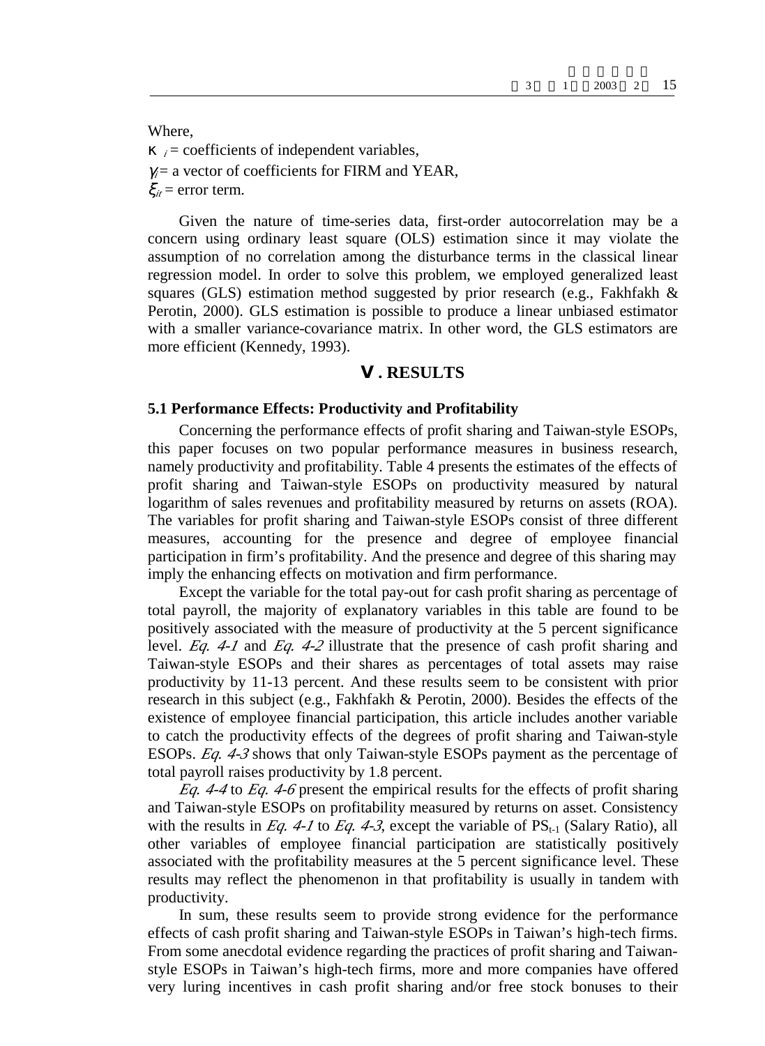Where,

$\kappa_i$ = coefficients of independent variables,

$\gamma_i$ = a vector of coefficients for FIRM and YEAR,

$\xi_{it}$ = error term.

Given the nature of time-series data, first-order autocorrelation may be a concern using ordinary least square (OLS) estimation since it may violate the assumption of no correlation among the disturbance terms in the classical linear regression model. In order to solve this problem, we employed generalized least squares (GLS) estimation method suggested by prior research (e.g., Fakhfakh & Perotin, 2000). GLS estimation is possible to produce a linear unbiased estimator with a smaller variance-covariance matrix. In other word, the GLS estimators are more efficient (Kennedy, 1993).

## V. RESULTS

### 5.1 Performance Effects: Productivity and Profitability

Concerning the performance effects of profit sharing and Taiwan-style ESOPs, this paper focuses on two popular performance measures in business research, namely productivity and profitability. Table 4 presents the estimates of the effects of profit sharing and Taiwan-style ESOPs on productivity measured by natural logarithm of sales revenues and profitability measured by returns on assets (ROA). The variables for profit sharing and Taiwan-style ESOPs consist of three different measures, accounting for the presence and degree of employee financial participation in firm's profitability. And the presence and degree of this sharing may imply the enhancing effects on motivation and firm performance.

Except the variable for the total pay-out for cash profit sharing as percentage of total payroll, the majority of explanatory variables in this table are found to be positively associated with the measure of productivity at the 5 percent significance level. *Eq. 4-1* and *Eq. 4-2* illustrate that the presence of cash profit sharing and Taiwan-style ESOPs and their shares as percentages of total assets may raise productivity by 11-13 percent. And these results seem to be consistent with prior research in this subject (e.g., Fakhfakh & Perotin, 2000). Besides the effects of the existence of employee financial participation, this article includes another variable to catch the productivity effects of the degrees of profit sharing and Taiwan-style ESOPs. *Eq. 4-3* shows that only Taiwan-style ESOPs payment as the percentage of total payroll raises productivity by 1.8 percent.

*Eq. 4-4* to *Eq. 4-6* present the empirical results for the effects of profit sharing and Taiwan-style ESOPs on profitability measured by returns on asset. Consistency with the results in *Eq. 4-1* to *Eq. 4-3*, except the variable of $PS_{t-1}$ (Salary Ratio), all other variables of employee financial participation are statistically positively associated with the profitability measures at the 5 percent significance level. These results may reflect the phenomenon in that profitability is usually in tandem with productivity.

In sum, these results seem to provide strong evidence for the performance effects of cash profit sharing and Taiwan-style ESOPs in Taiwan's high-tech firms. From some anecdotal evidence regarding the practices of profit sharing and Taiwan-style ESOPs in Taiwan's high-tech firms, more and more companies have offered very luring incentives in cash profit sharing and/or free stock bonuses to their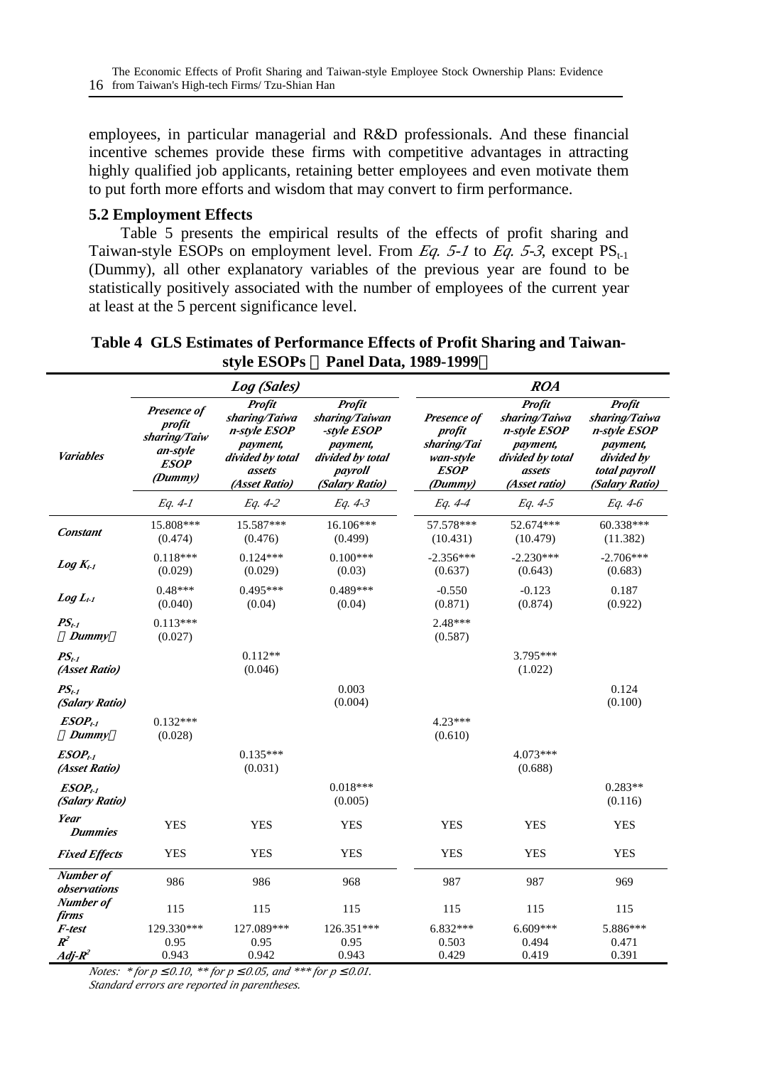employees, in particular managerial and R&D professionals. And these financial incentive schemes provide these firms with competitive advantages in attracting highly qualified job applicants, retaining better employees and even motivate them to put forth more efforts and wisdom that may convert to firm performance.

### 5.2 Employment Effects

Table 5 presents the empirical results of the effects of profit sharing and Taiwan-style ESOPs on employment level. From *Eq. 5-1* to *Eq. 5-3*, except $PS_{t-1}$ (Dummy), all other explanatory variables of the previous year are found to be statistically positively associated with the number of employees of the current year at least at the 5 percent significance level.

**Table 4 GLS Estimates of Performance Effects of Profit Sharing and Taiwan-style ESOPs （Panel Data, 1989-1999）**

| | ***Log (Sales)*** | | | ***ROA*** | | |
|---|---|---|---|---|---|---|
| ***Variables*** | ***Presence of profit sharing/Taiwan-style ESOP (Dummy)*** | ***Profit sharing/Taiwan-style ESOP payment, divided by total assets (Asset Ratio)*** | ***Profit sharing/Taiwan-style ESOP payment, divided by total payroll (Salary Ratio)*** | ***Presence of profit sharing/Taiwan-style ESOP (Dummy)*** | ***Profit sharing/Taiwan-style ESOP payment, divided by total assets (Asset ratio)*** | ***Profit sharing/Taiwan-style ESOP payment, divided by total payroll (Salary Ratio)*** |
| | *Eq. 4-1* | *Eq. 4-2* | *Eq. 4-3* | *Eq. 4-4* | *Eq. 4-5* | *Eq. 4-6* |
| ***Constant*** | 15.808*** (0.474) | 15.587*** (0.476) | 16.106*** (0.499) | 57.578*** (10.431) | 52.674*** (10.479) | 60.338*** (11.382) |
| ***Log $K_{t-1}$*** | 0.118*** (0.029) | 0.124*** (0.029) | 0.100*** (0.03) | -2.356*** (0.637) | -2.230*** (0.643) | -2.706*** (0.683) |
| ***Log $L_{t-1}$*** | 0.48*** (0.040) | 0.495*** (0.04) | 0.489*** (0.04) | -0.550 (0.871) | -0.123 (0.874) | 0.187 (0.922) |
| ***$PS_{t-1}$ （Dummy）*** | 0.113*** (0.027) | | | 2.48*** (0.587) | | |
| ***$PS_{t-1}$ (Asset Ratio)*** | | 0.112** (0.046) | | | 3.795*** (1.022) | |
| ***$PS_{t-1}$ (Salary Ratio)*** | | | 0.003 (0.004) | | | 0.124 (0.100) |
| ***$ESOP_{t-1}$ （Dummy）*** | 0.132*** (0.028) | | | 4.23*** (0.610) | | |
| ***$ESOP_{t-1}$ (Asset Ratio)*** | | 0.135*** (0.031) | | | 4.073*** (0.688) | |
| ***$ESOP_{t-1}$ (Salary Ratio)*** | | | 0.018*** (0.005) | | | 0.283** (0.116) |
| ***Year Dummies*** | YES | YES | YES | YES | YES | YES |
| ***Fixed Effects*** | YES | YES | YES | YES | YES | YES |
| ***Number of observations*** | 986 | 986 | 968 | 987 | 987 | 969 |
| ***Number of firms*** | 115 | 115 | 115 | 115 | 115 | 115 |
| ***F-test*** | 129.330*** | 127.089*** | 126.351*** | 6.832*** | 6.609*** | 5.886*** |
| ***$R^2$*** | 0.95 | 0.95 | 0.95 | 0.503 | 0.494 | 0.471 |
| ***Adj-$R^2$*** | 0.943 | 0.942 | 0.943 | 0.429 | 0.419 | 0.391 |

*Notes: * for $p \le 0.10$, ** for $p \le 0.05$, and *** for $p \le 0.01$.*
*Standard errors are reported in parentheses.*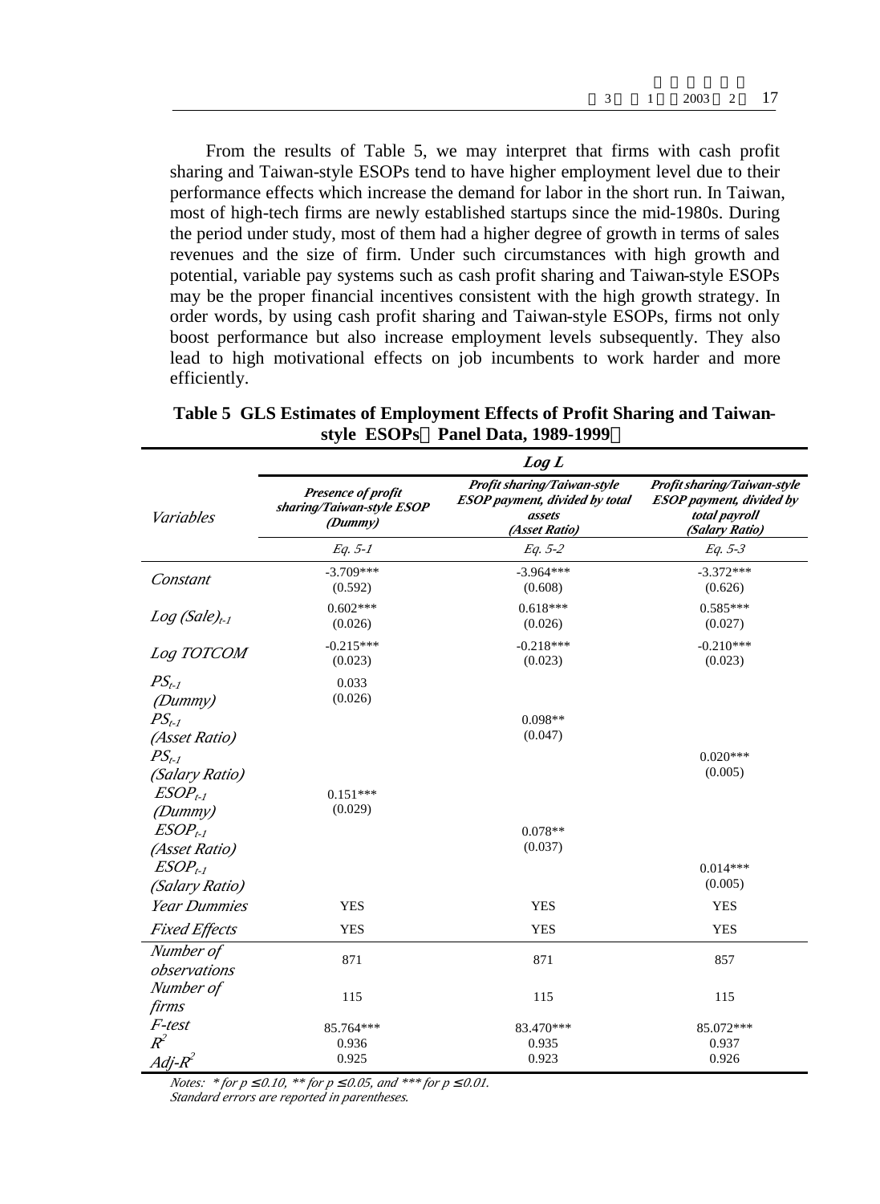From the results of Table 5, we may interpret that firms with cash profit sharing and Taiwan-style ESOPs tend to have higher employment level due to their performance effects which increase the demand for labor in the short run. In Taiwan, most of high-tech firms are newly established startups since the mid-1980s. During the period under study, most of them had a higher degree of growth in terms of sales revenues and the size of firm. Under such circumstances with high growth and potential, variable pay systems such as cash profit sharing and Taiwan-style ESOPs may be the proper financial incentives consistent with the high growth strategy. In order words, by using cash profit sharing and Taiwan-style ESOPs, firms not only boost performance but also increase employment levels subsequently. They also lead to high motivational effects on job incumbents to work harder and more efficiently.

**Table 5 GLS Estimates of Employment Effects of Profit Sharing and Taiwan-style ESOPs（Panel Data, 1989-1999）**

| | *Log L* | | |
|---|---|---|---|
| *Variables* | ***Presence of profit sharing/Taiwan-style ESOP (Dummy)*** | ***Profit sharing/Taiwan-style ESOP payment, divided by total assets (Asset Ratio)*** | ***Profit sharing/Taiwan-style ESOP payment, divided by total payroll (Salary Ratio)*** |
| | *Eq. 5-1* | *Eq. 5-2* | *Eq. 5-3* |
| *Constant* | -3.709*** (0.592) | -3.964*** (0.608) | -3.372*** (0.626) |
| *Log (Sale)$_{t-1}$* | 0.602*** (0.026) | 0.618*** (0.026) | 0.585*** (0.027) |
| *Log TOTCOM* | -0.215*** (0.023) | -0.218*** (0.023) | -0.210*** (0.023) |
| *$PS_{t-1}$ (Dummy)* | 0.033 (0.026) | | |
| *$PS_{t-1}$ (Asset Ratio)* | | 0.098** (0.047) | |
| *$PS_{t-1}$ (Salary Ratio)* | | | 0.020*** (0.005) |
| *$ESOP_{t-1}$ (Dummy)* | 0.151*** (0.029) | | |
| *$ESOP_{t-1}$ (Asset Ratio)* | | 0.078** (0.037) | |
| *$ESOP_{t-1}$ (Salary Ratio)* | | | 0.014*** (0.005) |
| *Year Dummies* | YES | YES | YES |
| *Fixed Effects* | YES | YES | YES |
| *Number of observations* | 871 | 871 | 857 |
| *Number of firms* | 115 | 115 | 115 |
| *F-test* | 85.764*** | 83.470*** | 85.072*** |
| *$R^2$* | 0.936 | 0.935 | 0.937 |
| *Adj-$R^2$* | 0.925 | 0.923 | 0.926 |

*Notes: * for $p \leq 0.10$, ** for $p \leq 0.05$, and *** for $p \leq 0.01$.*
*Standard errors are reported in parentheses.*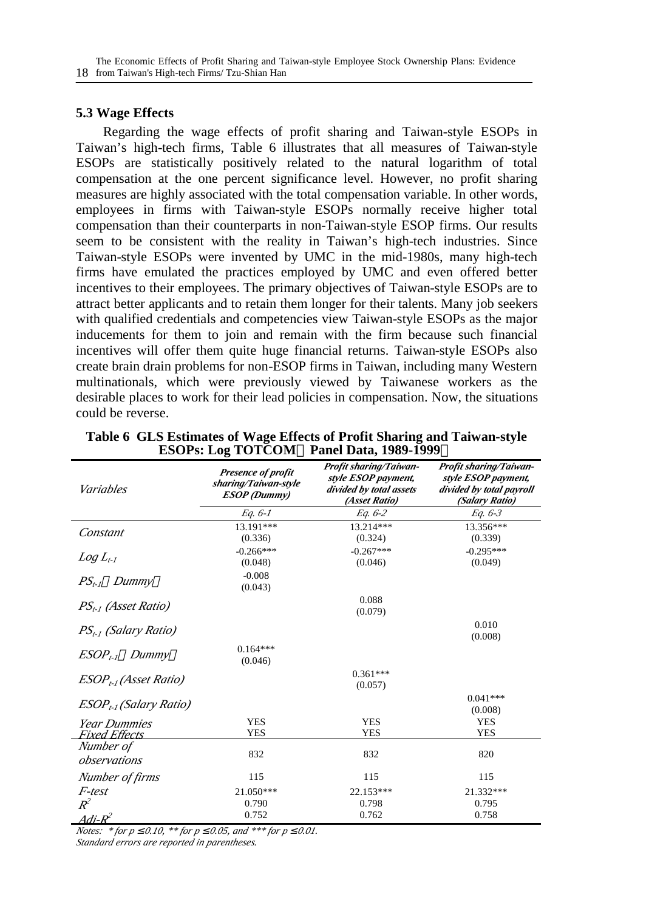### 5.3 Wage Effects

Regarding the wage effects of profit sharing and Taiwan-style ESOPs in Taiwan's high-tech firms, Table 6 illustrates that all measures of Taiwan-style ESOPs are statistically positively related to the natural logarithm of total compensation at the one percent significance level. However, no profit sharing measures are highly associated with the total compensation variable. In other words, employees in firms with Taiwan-style ESOPs normally receive higher total compensation than their counterparts in non-Taiwan-style ESOP firms. Our results seem to be consistent with the reality in Taiwan's high-tech industries. Since Taiwan-style ESOPs were invented by UMC in the mid-1980s, many high-tech firms have emulated the practices employed by UMC and even offered better incentives to their employees. The primary objectives of Taiwan-style ESOPs are to attract better applicants and to retain them longer for their talents. Many job seekers with qualified credentials and competencies view Taiwan-style ESOPs as the major inducements for them to join and remain with the firm because such financial incentives will offer them quite huge financial returns. Taiwan-style ESOPs also create brain drain problems for non-ESOP firms in Taiwan, including many Western multinationals, which were previously viewed by Taiwanese workers as the desirable places to work for their lead policies in compensation. Now, the situations could be reverse.

**Table 6 GLS Estimates of Wage Effects of Profit Sharing and Taiwan-style ESOPs: Log TOTCOM（Panel Data, 1989-1999）**

| *Variables* | ***Presence of profit sharing/Taiwan-style ESOP (Dummy)*** | ***Profit sharing/Taiwan-style ESOP payment, divided by total assets (Asset Ratio)*** | ***Profit sharing/Taiwan-style ESOP payment, divided by total payroll (Salary Ratio)*** |
|---|---|---|---|
| | *Eq. 6-1* | *Eq. 6-2* | *Eq. 6-3* |
| *Constant* | 13.191*** (0.336) | 13.214*** (0.324) | 13.356*** (0.339) |
| $Log\ L_{t-1}$ | -0.266*** (0.048) | -0.267*** (0.046) | -0.295*** (0.049) |
| $PS_{t-1}$（*Dummy*） | -0.008 (0.043) | | |
| $PS_{t-1}$ *(Asset Ratio)* | | 0.088 (0.079) | |
| $PS_{t-1}$ *(Salary Ratio)* | | | 0.010 (0.008) |
| $ESOP_{t-1}$（*Dummy*） | 0.164*** (0.046) | | |
| $ESOP_{t-1}$ *(Asset Ratio)* | | 0.361*** (0.057) | |
| $ESOP_{t-1}$ *(Salary Ratio)* | | | 0.041*** (0.008) |
| *Year Dummies* | YES | YES | YES |
| *Fixed Effects* | YES | YES | YES |
| *Number of observations* | 832 | 832 | 820 |
| *Number of firms* | 115 | 115 | 115 |
| *F-test* | 21.050*** | 22.153*** | 21.332*** |
| $R^2$ | 0.790 | 0.798 | 0.795 |
| $Adj\text{-}R^2$ | 0.752 | 0.762 | 0.758 |

*Notes: * for $p \leq 0.10$, ** for $p \leq 0.05$, and *** for $p \leq 0.01$.*
*Standard errors are reported in parentheses.*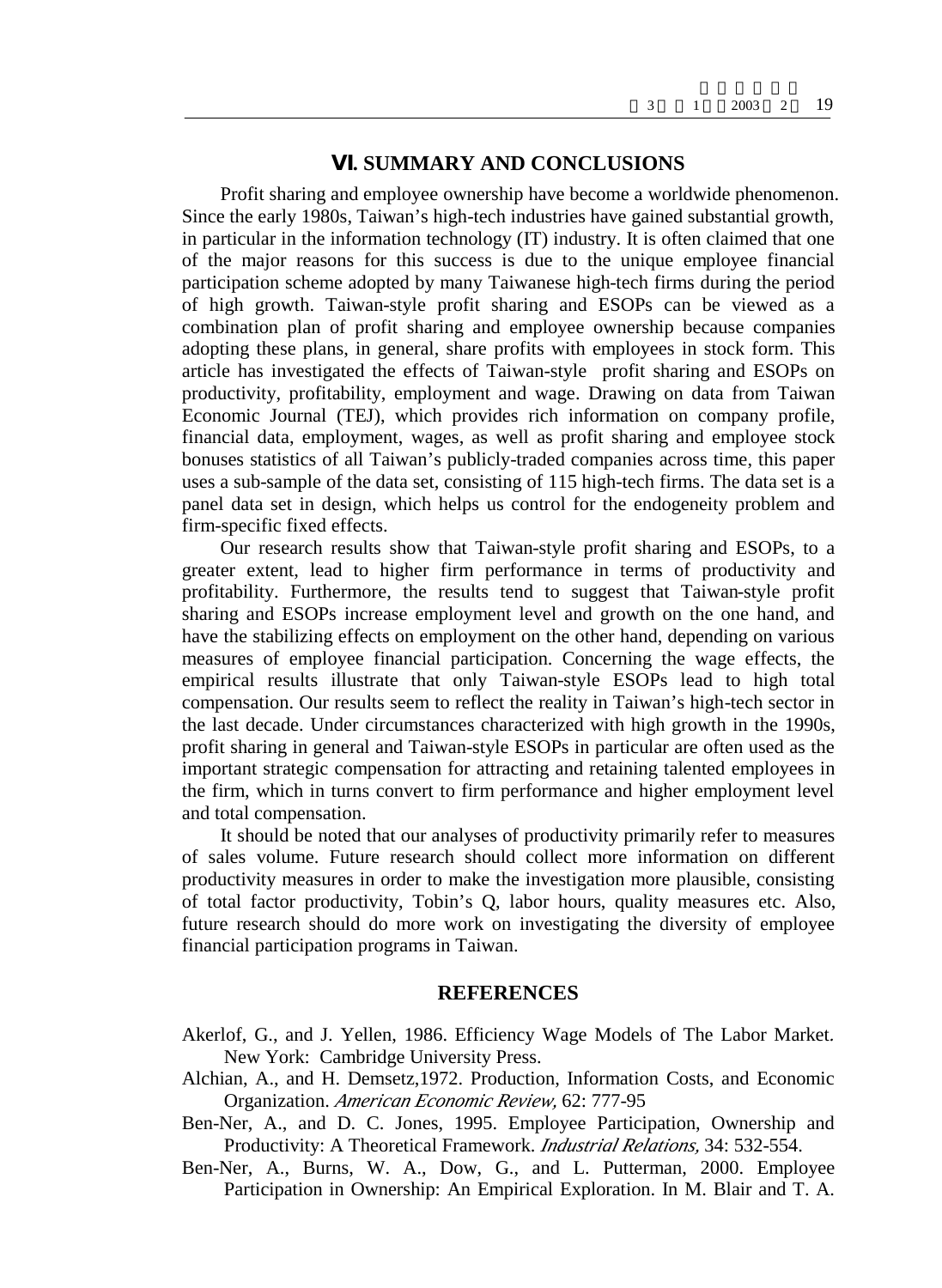## VI. SUMMARY AND CONCLUSIONS

Profit sharing and employee ownership have become a worldwide phenomenon. Since the early 1980s, Taiwan's high-tech industries have gained substantial growth, in particular in the information technology (IT) industry. It is often claimed that one of the major reasons for this success is due to the unique employee financial participation scheme adopted by many Taiwanese high-tech firms during the period of high growth. Taiwan-style profit sharing and ESOPs can be viewed as a combination plan of profit sharing and employee ownership because companies adopting these plans, in general, share profits with employees in stock form. This article has investigated the effects of Taiwan-style profit sharing and ESOPs on productivity, profitability, employment and wage. Drawing on data from Taiwan Economic Journal (TEJ), which provides rich information on company profile, financial data, employment, wages, as well as profit sharing and employee stock bonuses statistics of all Taiwan's publicly-traded companies across time, this paper uses a sub-sample of the data set, consisting of 115 high-tech firms. The data set is a panel data set in design, which helps us control for the endogeneity problem and firm-specific fixed effects.

Our research results show that Taiwan-style profit sharing and ESOPs, to a greater extent, lead to higher firm performance in terms of productivity and profitability. Furthermore, the results tend to suggest that Taiwan-style profit sharing and ESOPs increase employment level and growth on the one hand, and have the stabilizing effects on employment on the other hand, depending on various measures of employee financial participation. Concerning the wage effects, the empirical results illustrate that only Taiwan-style ESOPs lead to high total compensation. Our results seem to reflect the reality in Taiwan's high-tech sector in the last decade. Under circumstances characterized with high growth in the 1990s, profit sharing in general and Taiwan-style ESOPs in particular are often used as the important strategic compensation for attracting and retaining talented employees in the firm, which in turns convert to firm performance and higher employment level and total compensation.

It should be noted that our analyses of productivity primarily refer to measures of sales volume. Future research should collect more information on different productivity measures in order to make the investigation more plausible, consisting of total factor productivity, Tobin's Q, labor hours, quality measures etc. Also, future research should do more work on investigating the diversity of employee financial participation programs in Taiwan.

## REFERENCES

Akerlof, G., and J. Yellen, 1986. Efficiency Wage Models of The Labor Market. New York: Cambridge University Press.

Alchian, A., and H. Demsetz,1972. Production, Information Costs, and Economic Organization. *American Economic Review,* 62: 777-95

Ben-Ner, A., and D. C. Jones, 1995. Employee Participation, Ownership and Productivity: A Theoretical Framework. *Industrial Relations,* 34: 532-554.

Ben-Ner, A., Burns, W. A., Dow, G., and L. Putterman, 2000. Employee Participation in Ownership: An Empirical Exploration. In M. Blair and T. A.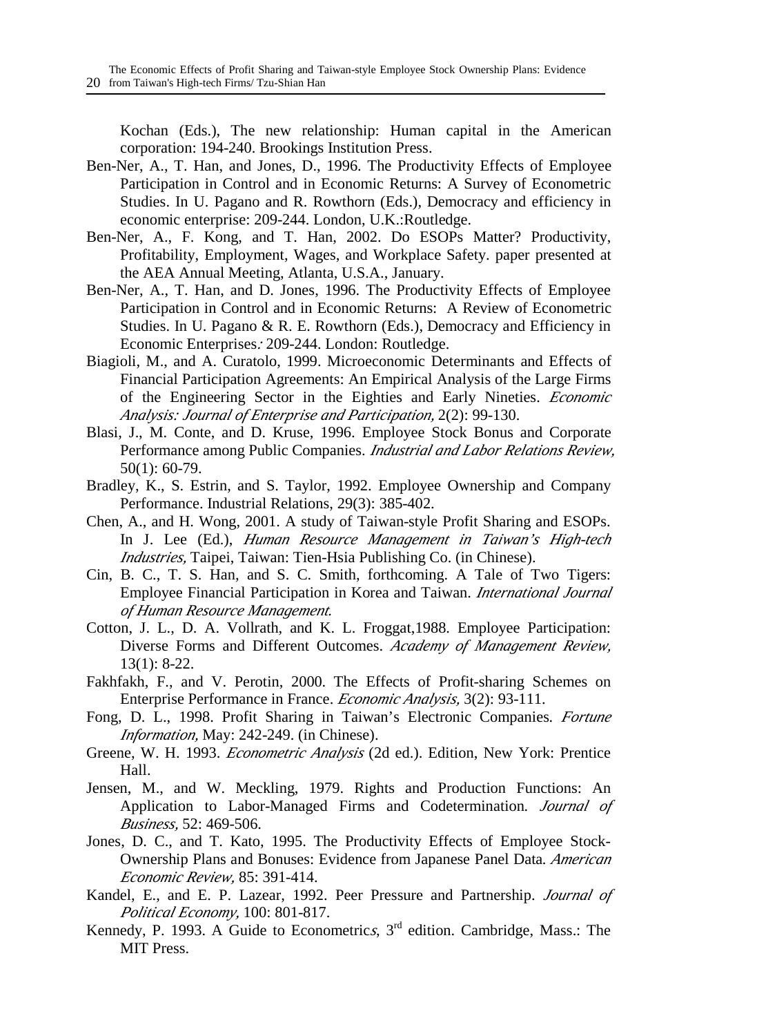Kochan (Eds.), The new relationship: Human capital in the American corporation: 194-240. Brookings Institution Press.

Ben-Ner, A., T. Han, and Jones, D., 1996. The Productivity Effects of Employee Participation in Control and in Economic Returns: A Survey of Econometric Studies. In U. Pagano and R. Rowthorn (Eds.), Democracy and efficiency in economic enterprise: 209-244. London, U.K.:Routledge.

Ben-Ner, A., F. Kong, and T. Han, 2002. Do ESOPs Matter? Productivity, Profitability, Employment, Wages, and Workplace Safety. paper presented at the AEA Annual Meeting, Atlanta, U.S.A., January.

Ben-Ner, A., T. Han, and D. Jones, 1996. The Productivity Effects of Employee Participation in Control and in Economic Returns: A Review of Econometric Studies. In U. Pagano & R. E. Rowthorn (Eds.), Democracy and Efficiency in Economic Enterprises*:* 209-244. London: Routledge.

Biagioli, M., and A. Curatolo, 1999. Microeconomic Determinants and Effects of Financial Participation Agreements: An Empirical Analysis of the Large Firms of the Engineering Sector in the Eighties and Early Nineties. *Economic Analysis: Journal of Enterprise and Participation,* 2(2): 99-130.

Blasi, J., M. Conte, and D. Kruse, 1996. Employee Stock Bonus and Corporate Performance among Public Companies. *Industrial and Labor Relations Review,* 50(1): 60-79.

Bradley, K., S. Estrin, and S. Taylor, 1992. Employee Ownership and Company Performance. Industrial Relations, 29(3): 385-402.

Chen, A., and H. Wong, 2001. A study of Taiwan-style Profit Sharing and ESOPs. In J. Lee (Ed.), *Human Resource Management in Taiwan's High-tech Industries,* Taipei, Taiwan: Tien-Hsia Publishing Co. (in Chinese).

Cin, B. C., T. S. Han, and S. C. Smith, forthcoming. A Tale of Two Tigers: Employee Financial Participation in Korea and Taiwan. *International Journal of Human Resource Management.*

Cotton, J. L., D. A. Vollrath, and K. L. Froggat,1988. Employee Participation: Diverse Forms and Different Outcomes. *Academy of Management Review,* 13(1): 8-22.

Fakhfakh, F., and V. Perotin, 2000. The Effects of Profit-sharing Schemes on Enterprise Performance in France. *Economic Analysis,* 3(2): 93-111.

Fong, D. L., 1998. Profit Sharing in Taiwan's Electronic Companies. *Fortune Information,* May: 242-249. (in Chinese).

Greene, W. H. 1993. *Econometric Analysis* (2d ed.). Edition, New York: Prentice Hall.

Jensen, M., and W. Meckling, 1979. Rights and Production Functions: An Application to Labor-Managed Firms and Codetermination. *Journal of Business,* 52: 469-506.

Jones, D. C., and T. Kato, 1995. The Productivity Effects of Employee Stock-Ownership Plans and Bonuses: Evidence from Japanese Panel Data. *American Economic Review,* 85: 391-414.

Kandel, E., and E. P. Lazear, 1992. Peer Pressure and Partnership. *Journal of Political Economy,* 100: 801-817.

Kennedy, P. 1993. A Guide to Econometric*s*, 3rd edition. Cambridge, Mass.: The MIT Press.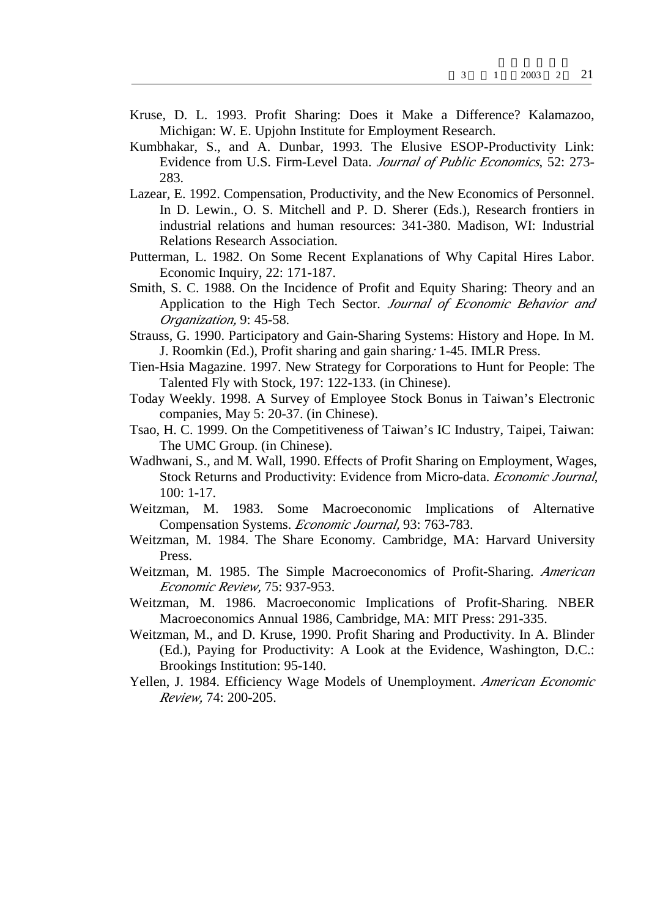Kruse, D. L. 1993. Profit Sharing: Does it Make a Difference? Kalamazoo, Michigan: W. E. Upjohn Institute for Employment Research.

Kumbhakar, S., and A. Dunbar, 1993. The Elusive ESOP-Productivity Link: Evidence from U.S. Firm-Level Data. *Journal of Public Economics*, 52: 273-283.

Lazear, E. 1992. Compensation, Productivity, and the New Economics of Personnel. In D. Lewin., O. S. Mitchell and P. D. Sherer (Eds.), Research frontiers in industrial relations and human resources: 341-380. Madison, WI: Industrial Relations Research Association.

Putterman, L. 1982. On Some Recent Explanations of Why Capital Hires Labor. Economic Inquiry, 22: 171-187.

Smith, S. C. 1988. On the Incidence of Profit and Equity Sharing: Theory and an Application to the High Tech Sector. *Journal of Economic Behavior and Organization,* 9: 45-58.

Strauss, G. 1990. Participatory and Gain-Sharing Systems: History and Hope. In M. J. Roomkin (Ed.), Profit sharing and gain sharing*:* 1-45. IMLR Press.

Tien-Hsia Magazine. 1997. New Strategy for Corporations to Hunt for People: The Talented Fly with Stock*,* 197: 122-133. (in Chinese).

Today Weekly. 1998. A Survey of Employee Stock Bonus in Taiwan's Electronic companies, May 5: 20-37. (in Chinese).

Tsao, H. C. 1999. On the Competitiveness of Taiwan's IC Industry, Taipei, Taiwan: The UMC Group. (in Chinese).

Wadhwani, S., and M. Wall, 1990. Effects of Profit Sharing on Employment, Wages, Stock Returns and Productivity: Evidence from Micro-data. *Economic Journal*, 100: 1-17.

Weitzman, M. 1983. Some Macroeconomic Implications of Alternative Compensation Systems. *Economic Journal,* 93: 763-783.

Weitzman, M. 1984. The Share Economy. Cambridge, MA: Harvard University Press.

Weitzman, M. 1985. The Simple Macroeconomics of Profit-Sharing. *American Economic Review,* 75: 937-953.

Weitzman, M. 1986. Macroeconomic Implications of Profit-Sharing. NBER Macroeconomics Annual 1986, Cambridge, MA: MIT Press: 291-335.

Weitzman, M., and D. Kruse, 1990. Profit Sharing and Productivity. In A. Blinder (Ed.), Paying for Productivity: A Look at the Evidence, Washington, D.C.: Brookings Institution: 95-140.

Yellen, J. 1984. Efficiency Wage Models of Unemployment. *American Economic Review,* 74: 200-205.